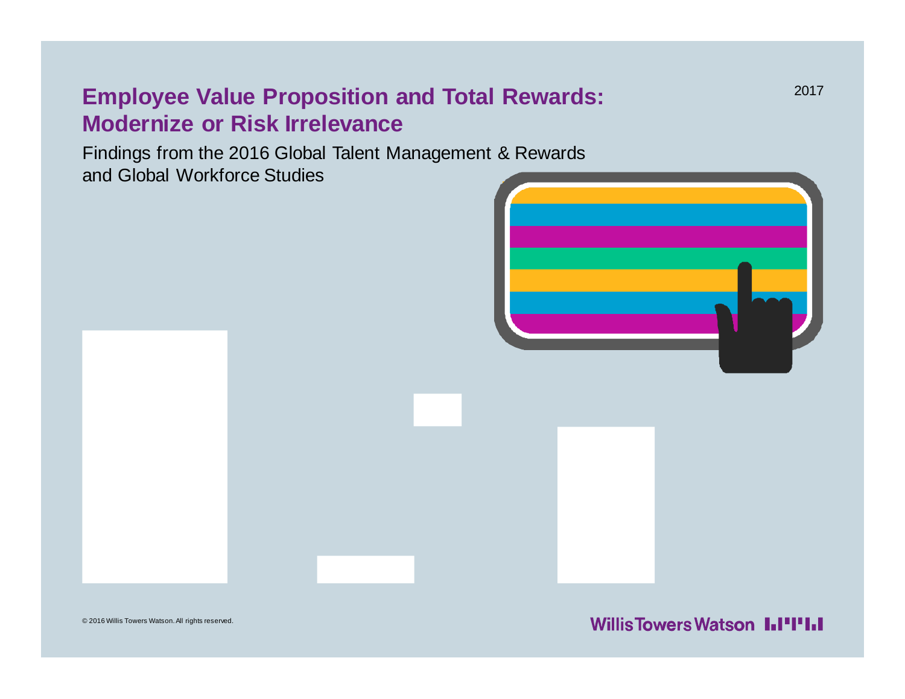2017

# Employee Value Proposition and Total Rewards: Modernize or Risk Irrelevance

Findings from the 2016 Global Talent Management & Rewards and Global Workforce Studies

© 2016 Willis Towers Watson. All rights reserved.

Willis Towers Watson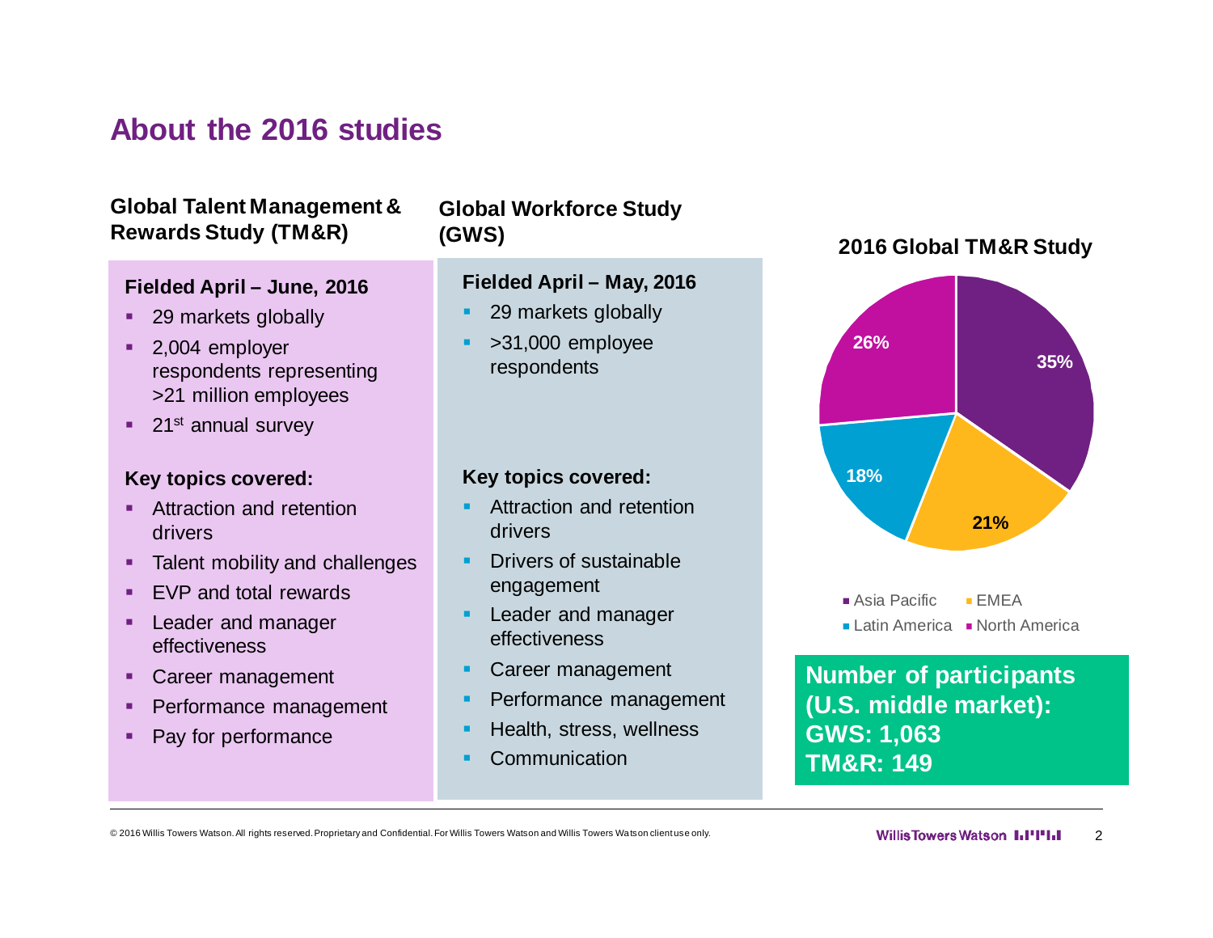# About the 2016 studies

## Global Talent Management & Rewards Study (TM&R)

**Fielded April – June, 2016**

- 29 markets globally
- 2,004 employer respondents representing >21 million employees
- 21st annual survey

**Key topics covered:**

- Attraction and retention drivers
- Talent mobility and challenges
- EVP and total rewards
- Leader and manager effectiveness
- Career management
- Performance management
- Pay for performance

## Global Workforce Study (GWS)

**Fielded April – May, 2016**

- 29 markets globally
- >31,000 employee respondents

**Key topics covered:**

- Attraction and retention drivers
- Drivers of sustainable engagement
- Leader and manager effectiveness
- Career management
- Performance management
- Health, stress, wellness
- Communication

## 2016 Global TM&R Study

| Region | Share |
| --- | --- |
| Asia Pacific | 35% |
| EMEA | 21% |
| Latin America | 18% |
| North America | 26% |

**Number of participants (U.S. middle market):**
**GWS: 1,063**
**TM&R: 149**

© 2016 Willis Towers Watson. All rights reserved. Proprietary and Confidential. For Willis Towers Watson and Willis Towers Watson client use only.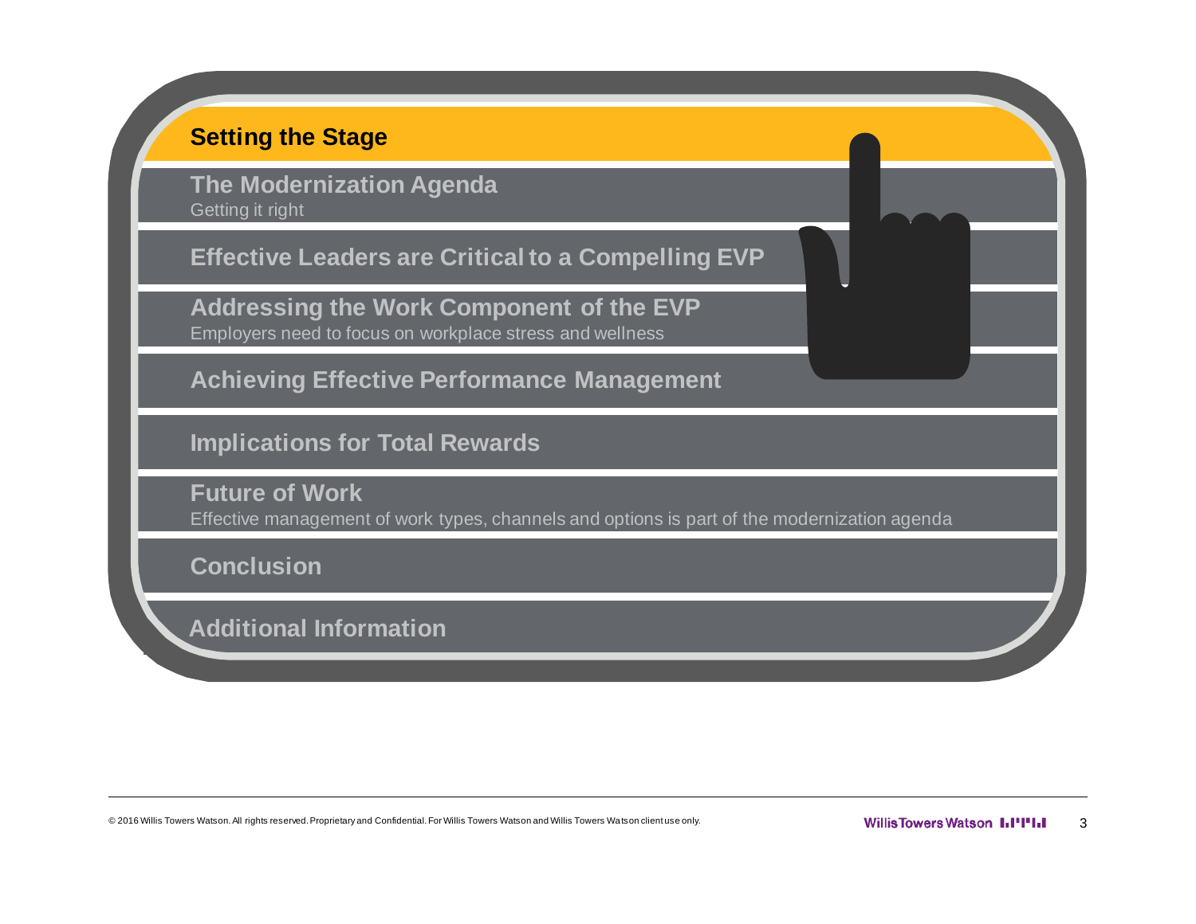**Setting the Stage**

**The Modernization Agenda**
Getting it right

**Effective Leaders are Critical to a Compelling EVP**

**Addressing the Work Component of the EVP**
Employers need to focus on workplace stress and wellness

**Achieving Effective Performance Management**

**Implications for Total Rewards**

**Future of Work**
Effective management of work types, channels and options is part of the modernization agenda

**Conclusion**

**Additional Information**

© 2016 Willis Towers Watson. All rights reserved. Proprietary and Confidential. For Willis Towers Watson and Willis Towers Watson client use only.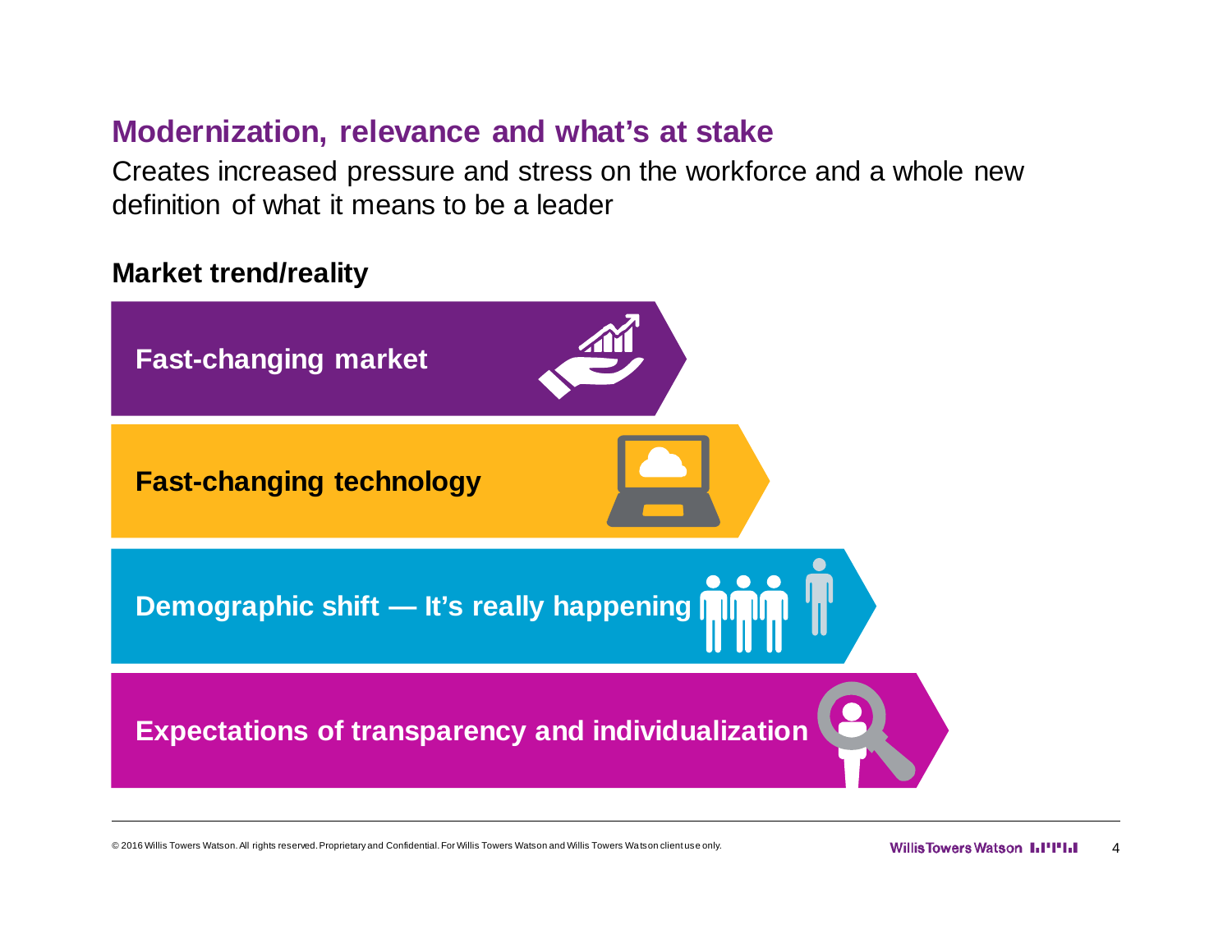## Modernization, relevance and what's at stake

Creates increased pressure and stress on the workforce and a whole new definition of what it means to be a leader

**Market trend/reality**

- **Fast-changing market**
- **Fast-changing technology**
- **Demographic shift — It's really happening**
- **Expectations of transparency and individualization**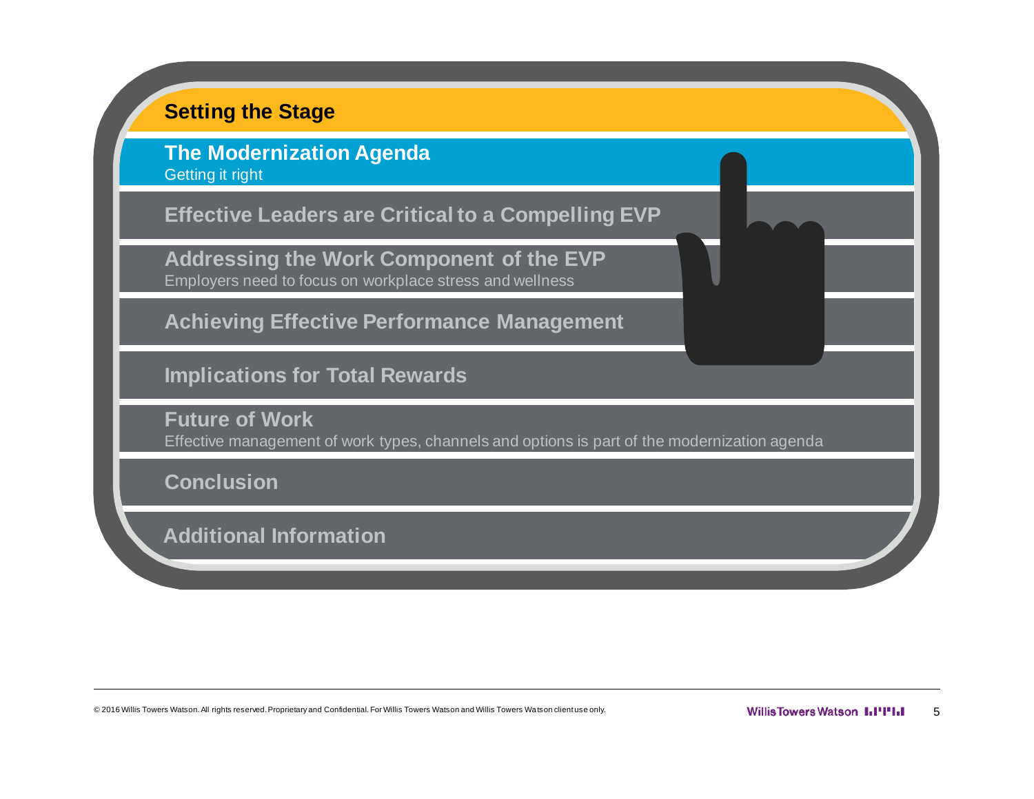## Setting the Stage

## The Modernization Agenda

Getting it right

## Effective Leaders are Critical to a Compelling EVP

## Addressing the Work Component of the EVP

Employers need to focus on workplace stress and wellness

## Achieving Effective Performance Management

## Implications for Total Rewards

## Future of Work

Effective management of work types, channels and options is part of the modernization agenda

## Conclusion

## Additional Information

© 2016 Willis Towers Watson. All rights reserved. Proprietary and Confidential. For Willis Towers Watson and Willis Towers Watson client use only.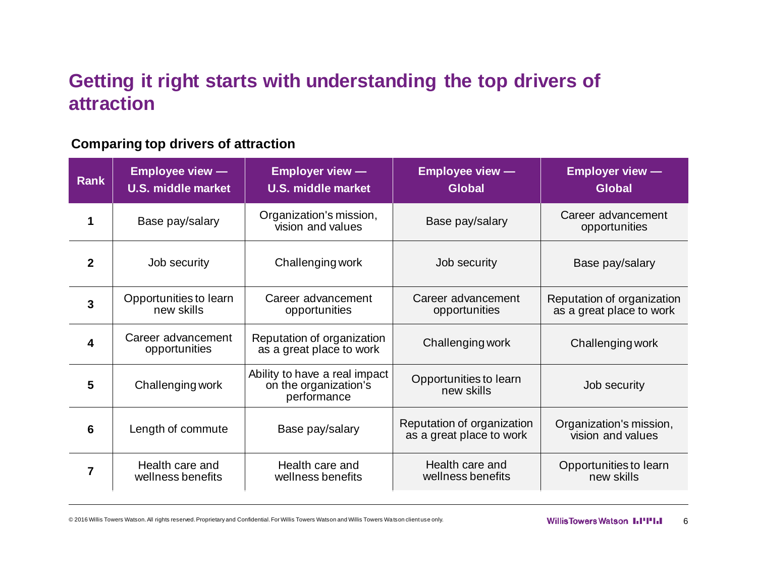# Getting it right starts with understanding the top drivers of attraction

**Comparing top drivers of attraction**

| Rank | Employee view — U.S. middle market | Employer view — U.S. middle market | Employee view — Global | Employer view — Global |
|---|---|---|---|---|
| 1 | Base pay/salary | Organization's mission, vision and values | Base pay/salary | Career advancement opportunities |
| 2 | Job security | Challenging work | Job security | Base pay/salary |
| 3 | Opportunities to learn new skills | Career advancement opportunities | Career advancement opportunities | Reputation of organization as a great place to work |
| 4 | Career advancement opportunities | Reputation of organization as a great place to work | Challenging work | Challenging work |
| 5 | Challenging work | Ability to have a real impact on the organization's performance | Opportunities to learn new skills | Job security |
| 6 | Length of commute | Base pay/salary | Reputation of organization as a great place to work | Organization's mission, vision and values |
| 7 | Health care and wellness benefits | Health care and wellness benefits | Health care and wellness benefits | Opportunities to learn new skills |

© 2016 Willis Towers Watson. All rights reserved. Proprietary and Confidential. For Willis Towers Watson and Willis Towers Watson client use only.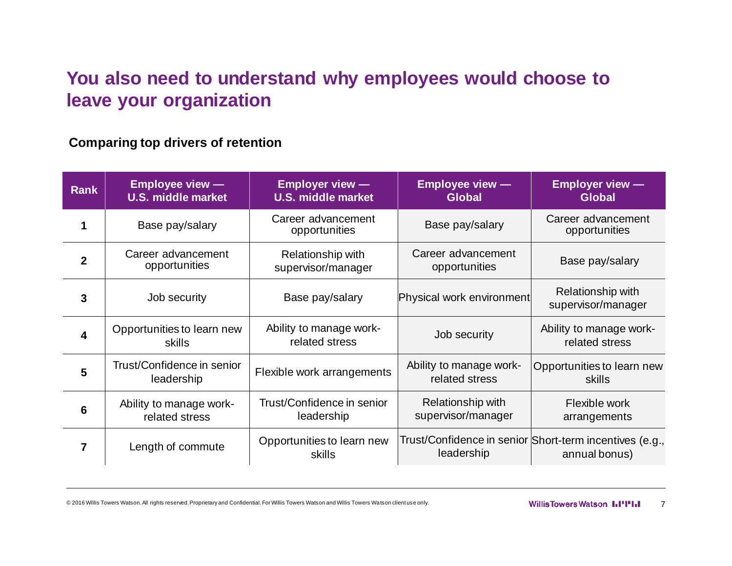# You also need to understand why employees would choose to leave your organization

**Comparing top drivers of retention**

| Rank | Employee view — U.S. middle market | Employer view — U.S. middle market | Employee view — Global | Employer view — Global |
|---|---|---|---|---|
| 1 | Base pay/salary | Career advancement opportunities | Base pay/salary | Career advancement opportunities |
| 2 | Career advancement opportunities | Relationship with supervisor/manager | Career advancement opportunities | Base pay/salary |
| 3 | Job security | Base pay/salary | Physical work environment | Relationship with supervisor/manager |
| 4 | Opportunities to learn new skills | Ability to manage work-related stress | Job security | Ability to manage work-related stress |
| 5 | Trust/Confidence in senior leadership | Flexible work arrangements | Ability to manage work-related stress | Opportunities to learn new skills |
| 6 | Ability to manage work-related stress | Trust/Confidence in senior leadership | Relationship with supervisor/manager | Flexible work arrangements |
| 7 | Length of commute | Opportunities to learn new skills | Trust/Confidence in senior leadership | Short-term incentives (e.g., annual bonus) |

© 2016 Willis Towers Watson. All rights reserved. Proprietary and Confidential. For Willis Towers Watson and Willis Towers Watson client use only.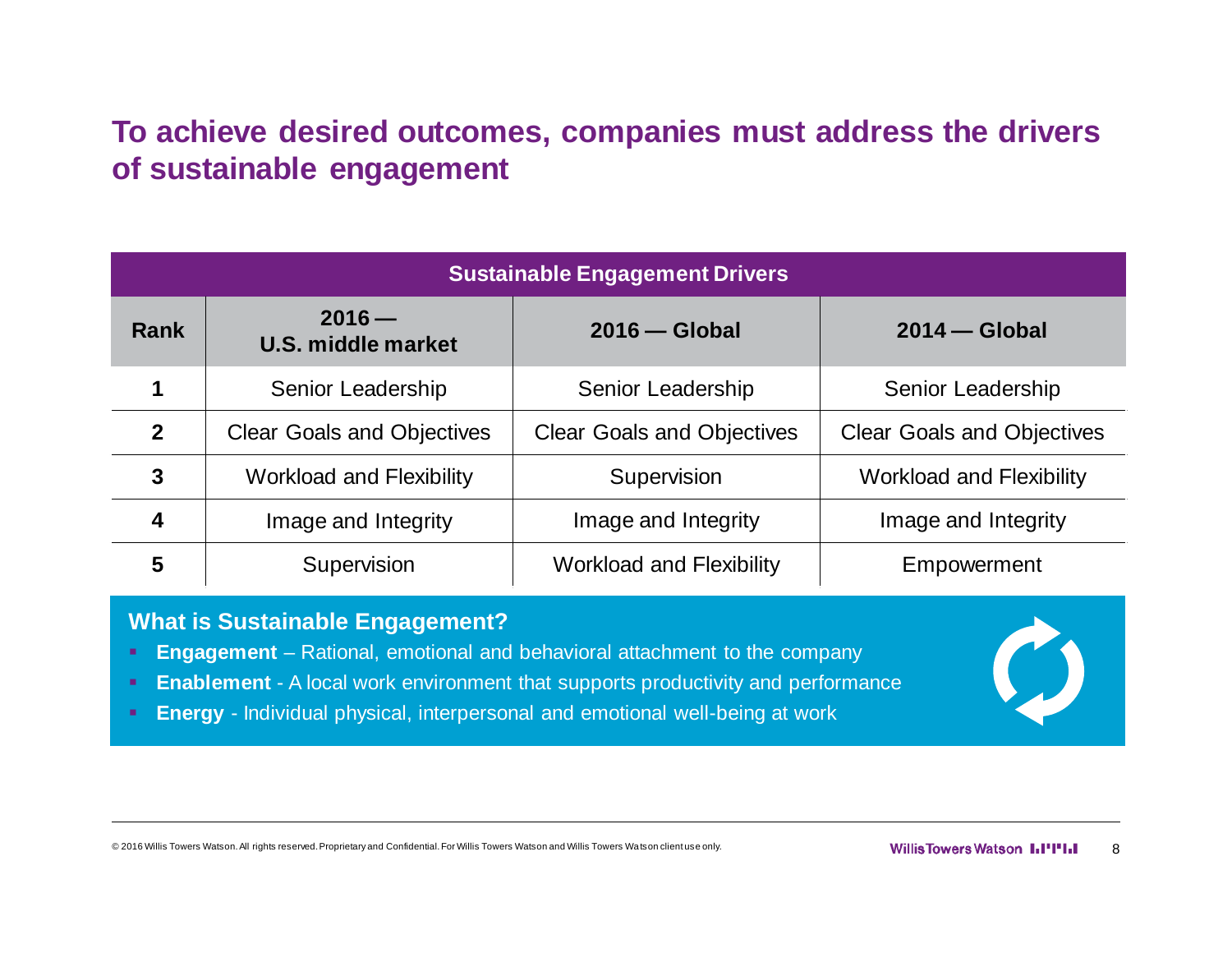# To achieve desired outcomes, companies must address the drivers of sustainable engagement

| Sustainable Engagement Drivers | | | |
|---|---|---|---|
| **Rank** | **2016 — U.S. middle market** | **2016 — Global** | **2014 — Global** |
| **1** | Senior Leadership | Senior Leadership | Senior Leadership |
| **2** | Clear Goals and Objectives | Clear Goals and Objectives | Clear Goals and Objectives |
| **3** | Workload and Flexibility | Supervision | Workload and Flexibility |
| **4** | Image and Integrity | Image and Integrity | Image and Integrity |
| **5** | Supervision | Workload and Flexibility | Empowerment |

**What is Sustainable Engagement?**

- **Engagement** – Rational, emotional and behavioral attachment to the company
- **Enablement** - A local work environment that supports productivity and performance
- **Energy** - Individual physical, interpersonal and emotional well-being at work

© 2016 Willis Towers Watson. All rights reserved. Proprietary and Confidential. For Willis Towers Watson and Willis Towers Watson client use only.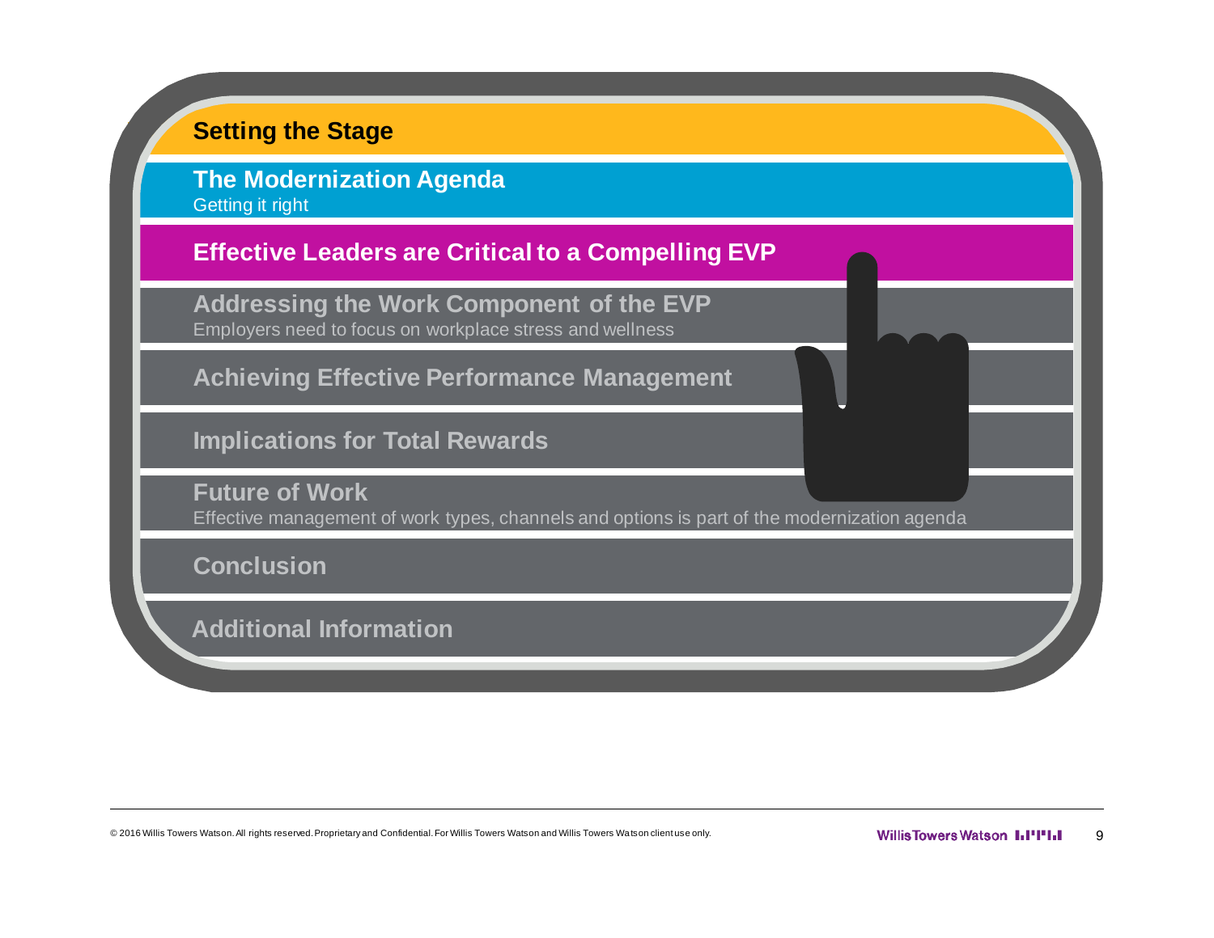**Setting the Stage**

**The Modernization Agenda**
Getting it right

**Effective Leaders are Critical to a Compelling EVP**

**Addressing the Work Component of the EVP**
Employers need to focus on workplace stress and wellness

**Achieving Effective Performance Management**

**Implications for Total Rewards**

**Future of Work**
Effective management of work types, channels and options is part of the modernization agenda

**Conclusion**

**Additional Information**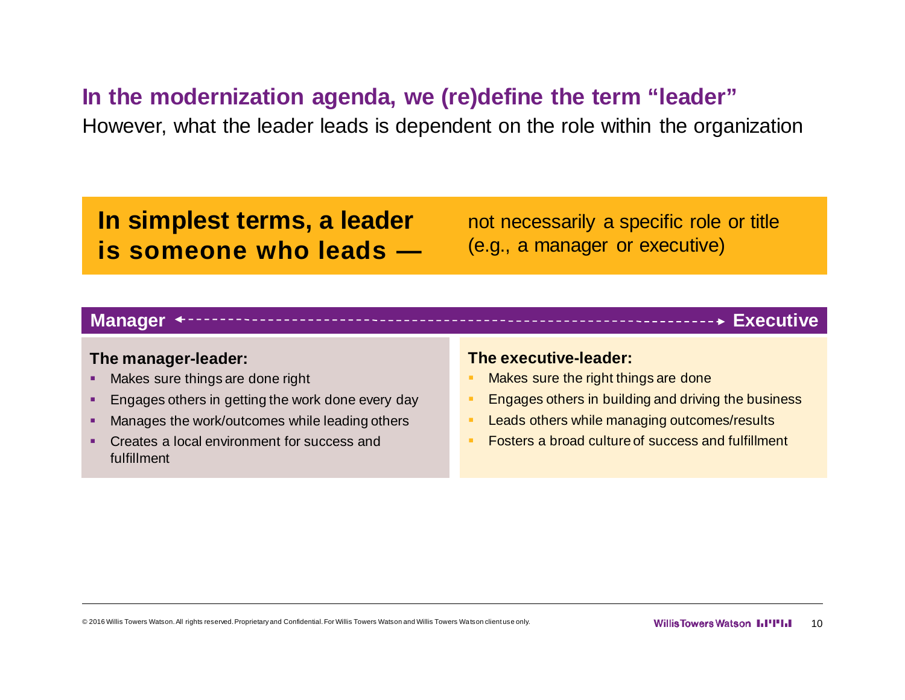## In the modernization agenda, we (re)define the term "leader"

However, what the leader leads is dependent on the role within the organization

**In simplest terms, a leader is someone who leads —** not necessarily a specific role or title (e.g., a manager or executive)

**Manager** ←-------------------------------------------------------→ **Executive**

**The manager-leader:**

- Makes sure things are done right
- Engages others in getting the work done every day
- Manages the work/outcomes while leading others
- Creates a local environment for success and fulfillment

**The executive-leader:**

- Makes sure the right things are done
- Engages others in building and driving the business
- Leads others while managing outcomes/results
- Fosters a broad culture of success and fulfillment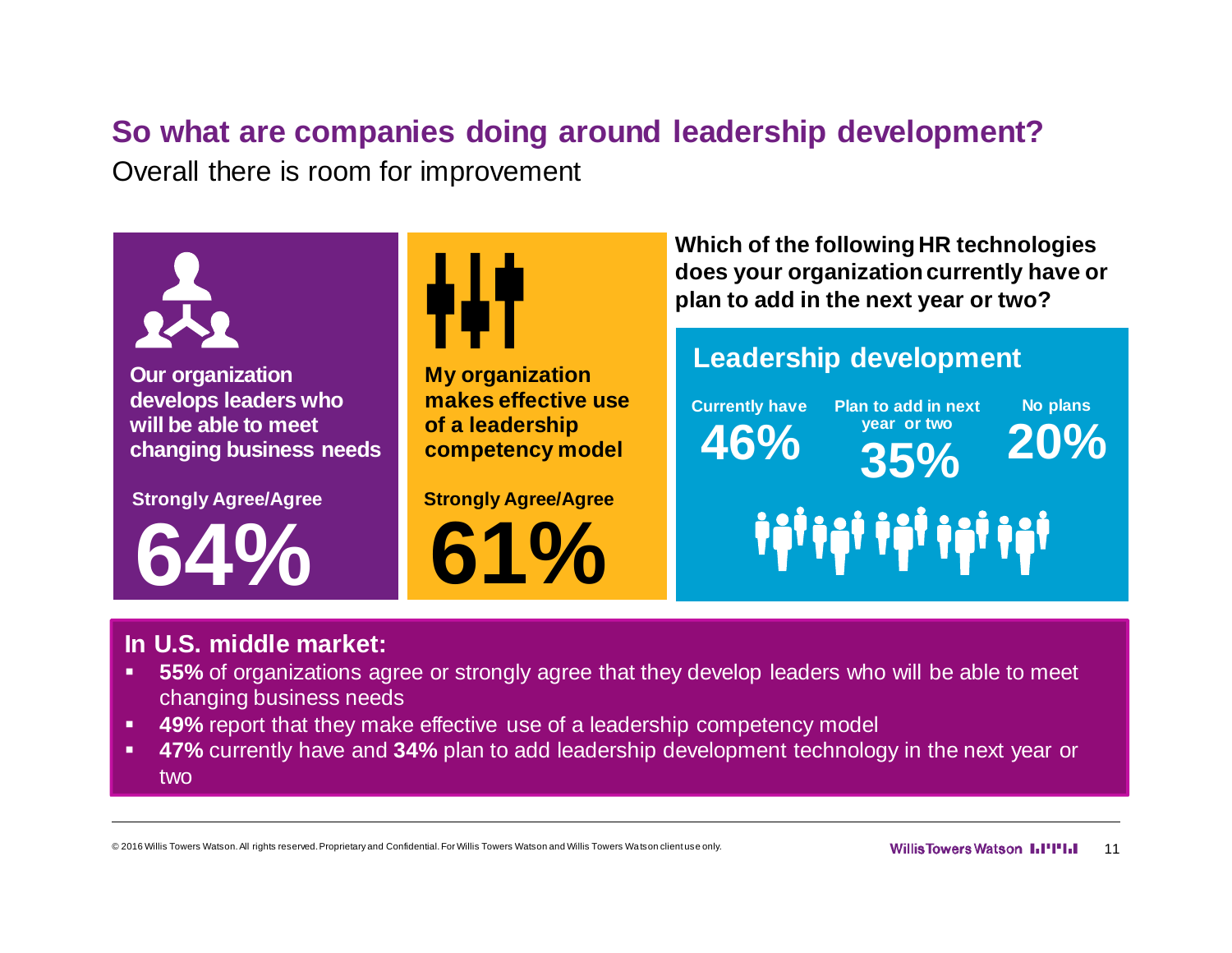# So what are companies doing around leadership development?

Overall there is room for improvement

**Our organization develops leaders who will be able to meet changing business needs**

**Strongly Agree/Agree**

**64%**

**My organization makes effective use of a leadership competency model**

**Strongly Agree/Agree**

**61%**

**Which of the following HR technologies does your organization currently have or plan to add in the next year or two?**

## Leadership development

| Currently have | Plan to add in next year or two | No plans |
| --- | --- | --- |
| 46% | 35% | 20% |

### In U.S. middle market:

- **55%** of organizations agree or strongly agree that they develop leaders who will be able to meet changing business needs
- **49%** report that they make effective use of a leadership competency model
- **47%** currently have and **34%** plan to add leadership development technology in the next year or two

© 2016 Willis Towers Watson. All rights reserved. Proprietary and Confidential. For Willis Towers Watson and Willis Towers Watson client use only.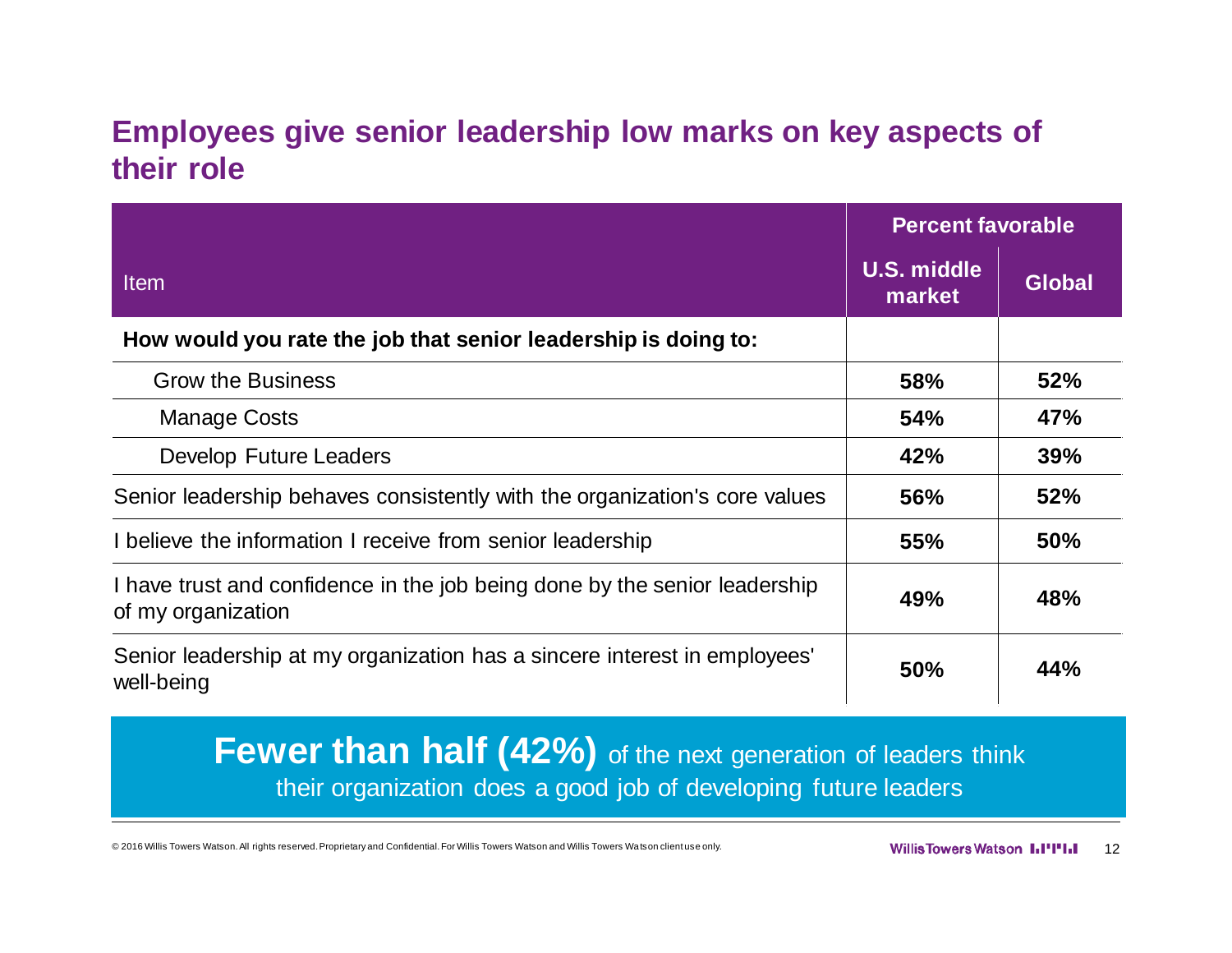## Employees give senior leadership low marks on key aspects of their role

| Item | Percent favorable | |
|---|---|---|
| | **U.S. middle market** | **Global** |
| **How would you rate the job that senior leadership is doing to:** | | |
| Grow the Business | **58%** | **52%** |
| Manage Costs | **54%** | **47%** |
| Develop Future Leaders | **42%** | **39%** |
| Senior leadership behaves consistently with the organization's core values | **56%** | **52%** |
| I believe the information I receive from senior leadership | **55%** | **50%** |
| I have trust and confidence in the job being done by the senior leadership of my organization | **49%** | **48%** |
| Senior leadership at my organization has a sincere interest in employees' well-being | **50%** | **44%** |

**Fewer than half (42%)** of the next generation of leaders think their organization does a good job of developing future leaders

© 2016 Willis Towers Watson. All rights reserved. Proprietary and Confidential. For Willis Towers Watson and Willis Towers Watson client use only.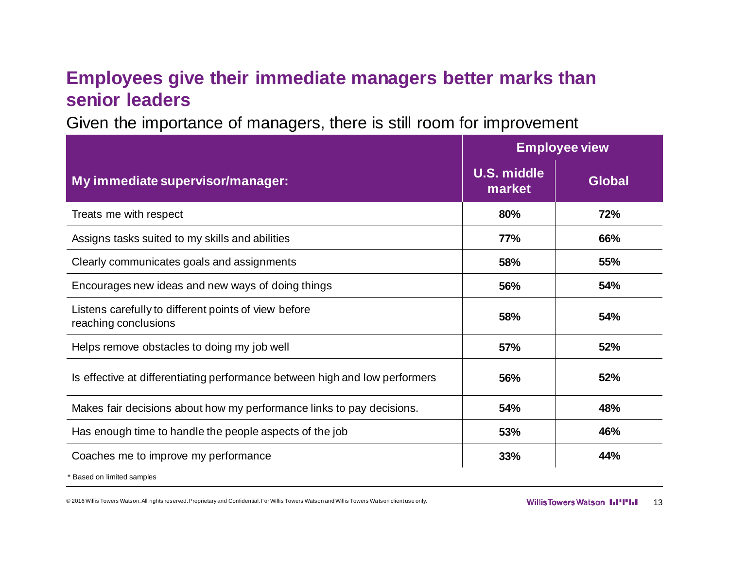# Employees give their immediate managers better marks than senior leaders

Given the importance of managers, there is still room for improvement

| My immediate supervisor/manager: | Employee view | |
|---|---|---|
| | U.S. middle market | Global |
| Treats me with respect | **80%** | **72%** |
| Assigns tasks suited to my skills and abilities | **77%** | **66%** |
| Clearly communicates goals and assignments | **58%** | **55%** |
| Encourages new ideas and new ways of doing things | **56%** | **54%** |
| Listens carefully to different points of view before reaching conclusions | **58%** | **54%** |
| Helps remove obstacles to doing my job well | **57%** | **52%** |
| Is effective at differentiating performance between high and low performers | **56%** | **52%** |
| Makes fair decisions about how my performance links to pay decisions. | **54%** | **48%** |
| Has enough time to handle the people aspects of the job | **53%** | **46%** |
| Coaches me to improve my performance | **33%** | **44%** |

\* Based on limited samples

© 2016 Willis Towers Watson. All rights reserved. Proprietary and Confidential. For Willis Towers Watson and Willis Towers Watson client use only.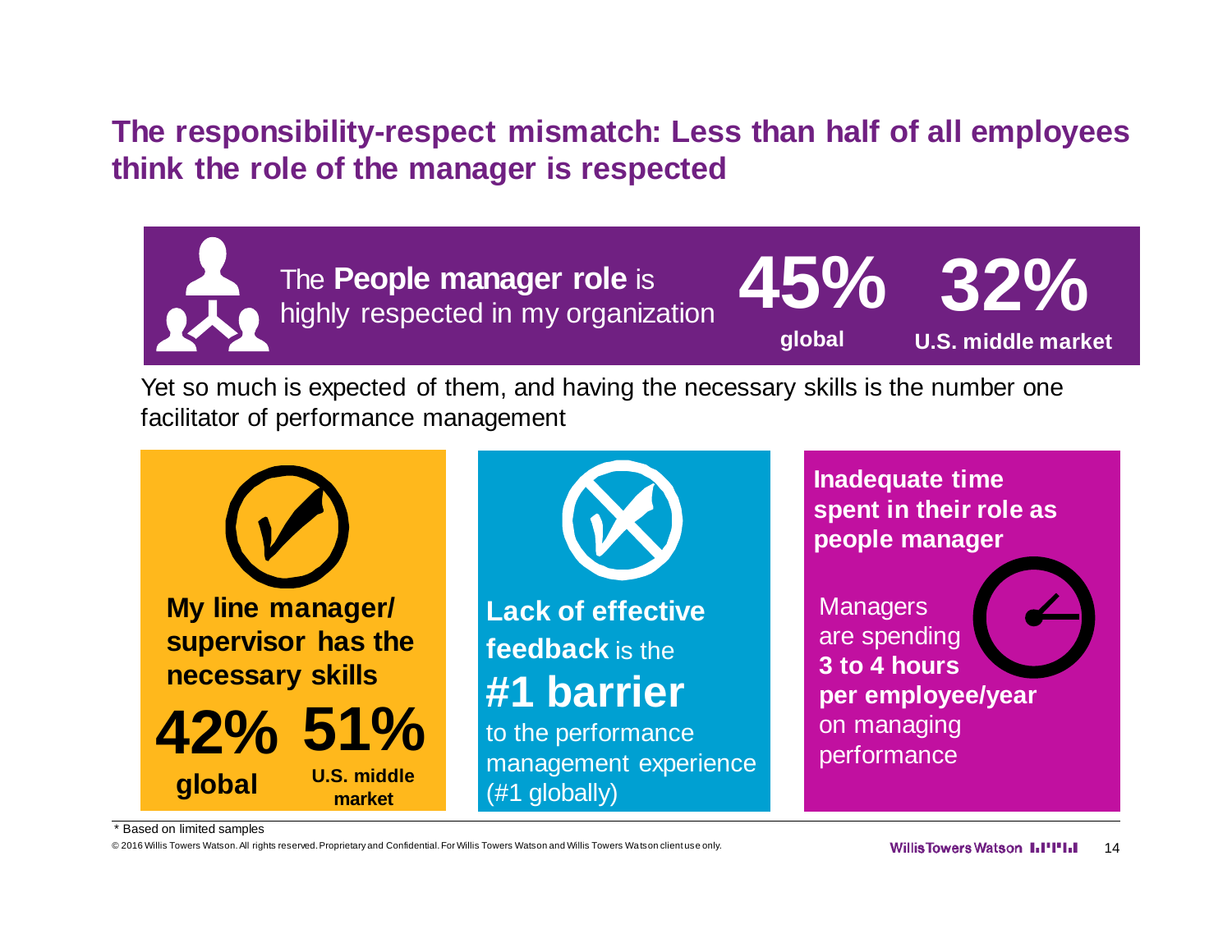# The responsibility-respect mismatch: Less than half of all employees think the role of the manager is respected

The **People manager role** is highly respected in my organization

**45%** global

**32%** U.S. middle market

Yet so much is expected of them, and having the necessary skills is the number one facilitator of performance management

**My line manager/ supervisor has the necessary skills**

**42%** global

**51%** U.S. middle market

**Lack of effective feedback** is the **#1 barrier** to the performance management experience (#1 globally)

**Inadequate time spent in their role as people manager**

Managers are spending **3 to 4 hours per employee/year** on managing performance

\* Based on limited samples

© 2016 Willis Towers Watson. All rights reserved. Proprietary and Confidential. For Willis Towers Watson and Willis Towers Watson client use only.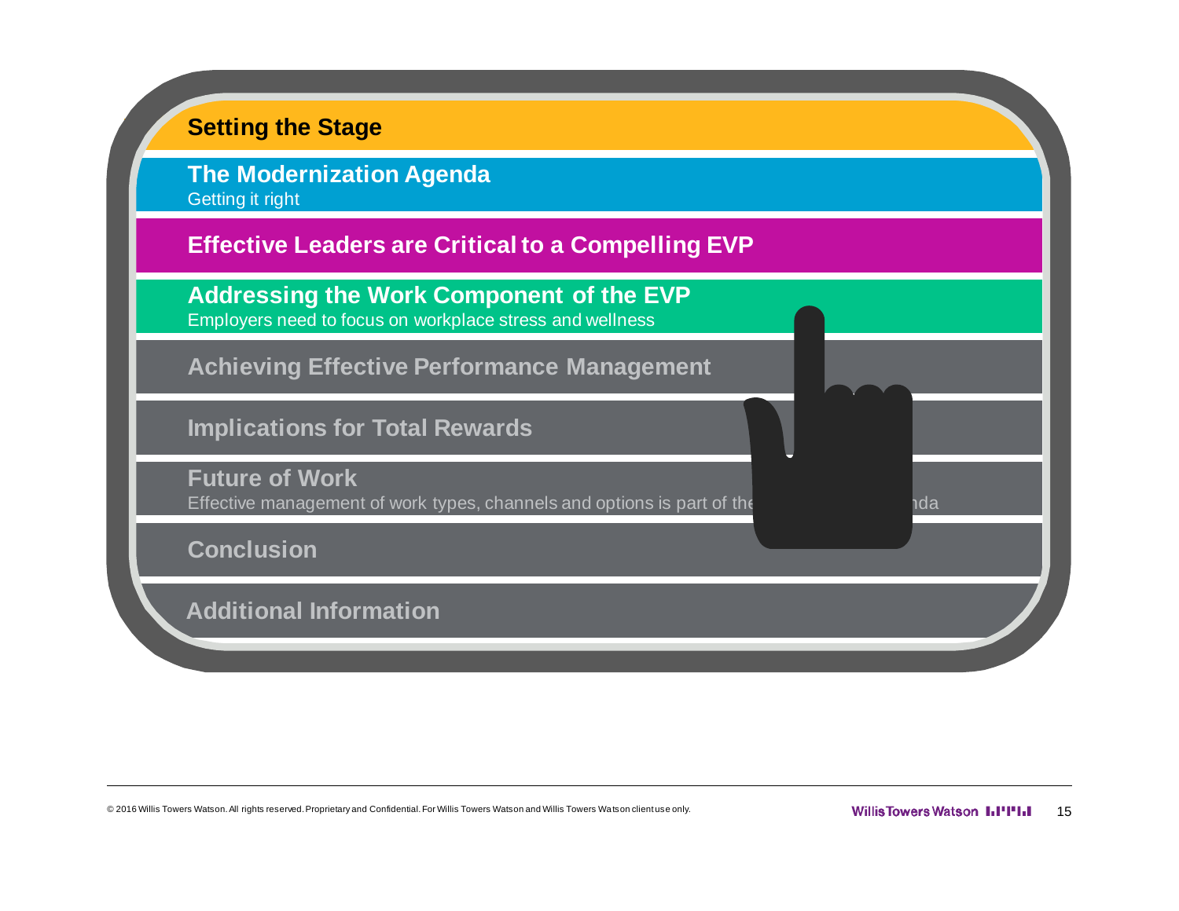**Setting the Stage**

**The Modernization Agenda**
Getting it right

**Effective Leaders are Critical to a Compelling EVP**

**Addressing the Work Component of the EVP**
Employers need to focus on workplace stress and wellness

**Achieving Effective Performance Management**

**Implications for Total Rewards**

**Future of Work**
Effective management of work types, channels and options is part of the nda

**Conclusion**

**Additional Information**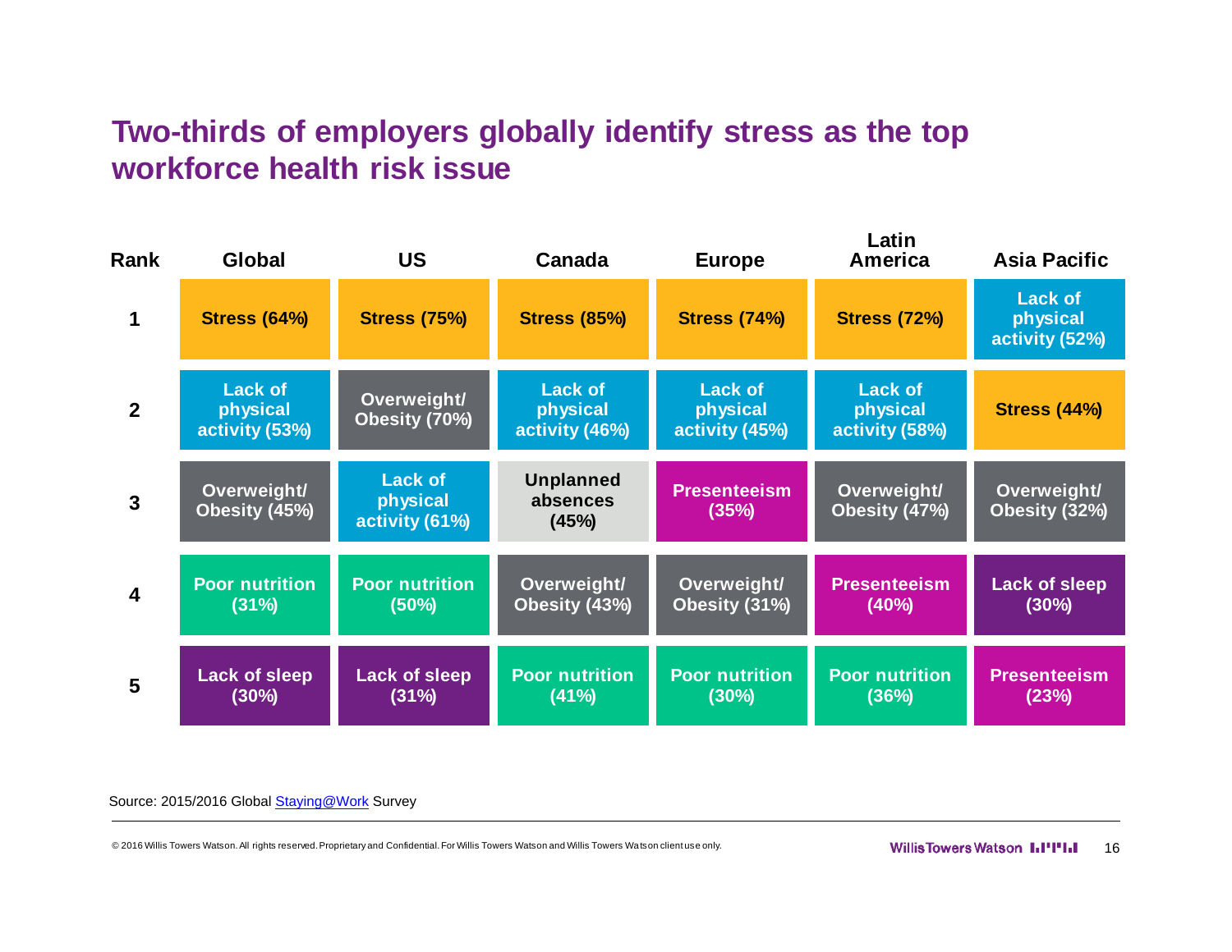# Two-thirds of employers globally identify stress as the top workforce health risk issue

| Rank | Global | US | Canada | Europe | Latin America | Asia Pacific |
|---|---|---|---|---|---|---|
| 1 | Stress (64%) | Stress (75%) | Stress (85%) | Stress (74%) | Stress (72%) | Lack of physical activity (52%) |
| 2 | Lack of physical activity (53%) | Overweight/ Obesity (70%) | Lack of physical activity (46%) | Lack of physical activity (45%) | Lack of physical activity (58%) | Stress (44%) |
| 3 | Overweight/ Obesity (45%) | Lack of physical activity (61%) | Unplanned absences (45%) | Presenteeism (35%) | Overweight/ Obesity (47%) | Overweight/ Obesity (32%) |
| 4 | Poor nutrition (31%) | Poor nutrition (50%) | Overweight/ Obesity (43%) | Overweight/ Obesity (31%) | Presenteeism (40%) | Lack of sleep (30%) |
| 5 | Lack of sleep (30%) | Lack of sleep (31%) | Poor nutrition (41%) | Poor nutrition (30%) | Poor nutrition (36%) | Presenteeism (23%) |

Source: 2015/2016 Global Staying@Work Survey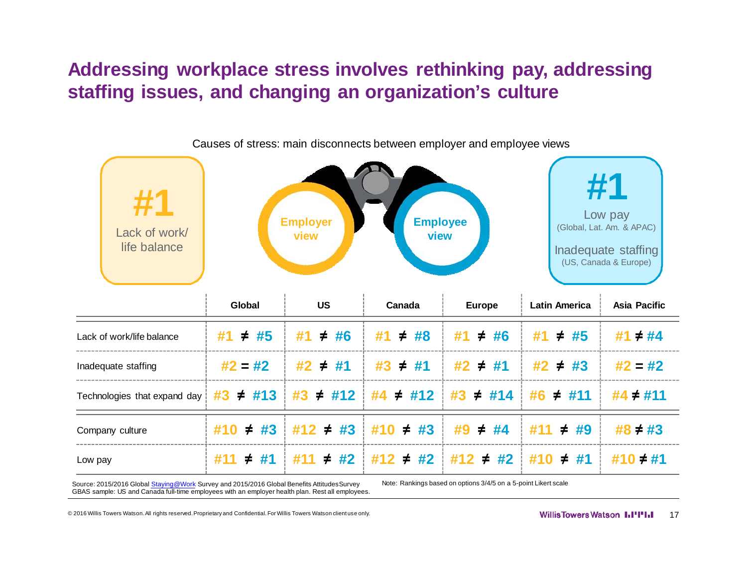# Addressing workplace stress involves rethinking pay, addressing staffing issues, and changing an organization's culture

Causes of stress: main disconnects between employer and employee views

**#1**
Lack of work/ life balance

Employer view

Employee view

**#1**
Low pay
(Global, Lat. Am. & APAC)

Inadequate staffing
(US, Canada & Europe)

| | Global | US | Canada | Europe | Latin America | Asia Pacific |
|---|---|---|---|---|---|---|
| Lack of work/life balance | #1 ≠ #5 | #1 ≠ #6 | #1 ≠ #8 | #1 ≠ #6 | #1 ≠ #5 | #1 ≠ #4 |
| Inadequate staffing | #2 = #2 | #2 ≠ #1 | #3 ≠ #1 | #2 ≠ #1 | #2 ≠ #3 | #2 = #2 |
| Technologies that expand day | #3 ≠ #13 | #3 ≠ #12 | #4 ≠ #12 | #3 ≠ #14 | #6 ≠ #11 | #4 ≠ #11 |
| Company culture | #10 ≠ #3 | #12 ≠ #3 | #10 ≠ #3 | #9 ≠ #4 | #11 ≠ #9 | #8 ≠ #3 |
| Low pay | #11 ≠ #1 | #11 ≠ #2 | #12 ≠ #2 | #12 ≠ #2 | #10 ≠ #1 | #10 ≠ #1 |

Source: 2015/2016 Global Staying@Work Survey and 2015/2016 Global Benefits Attitudes Survey
GBAS sample: US and Canada full-time employees with an employer health plan. Rest all employees.

Note: Rankings based on options 3/4/5 on a 5-point Likert scale

© 2016 Willis Towers Watson. All rights reserved. Proprietary and Confidential. For Willis Towers Watson client use only.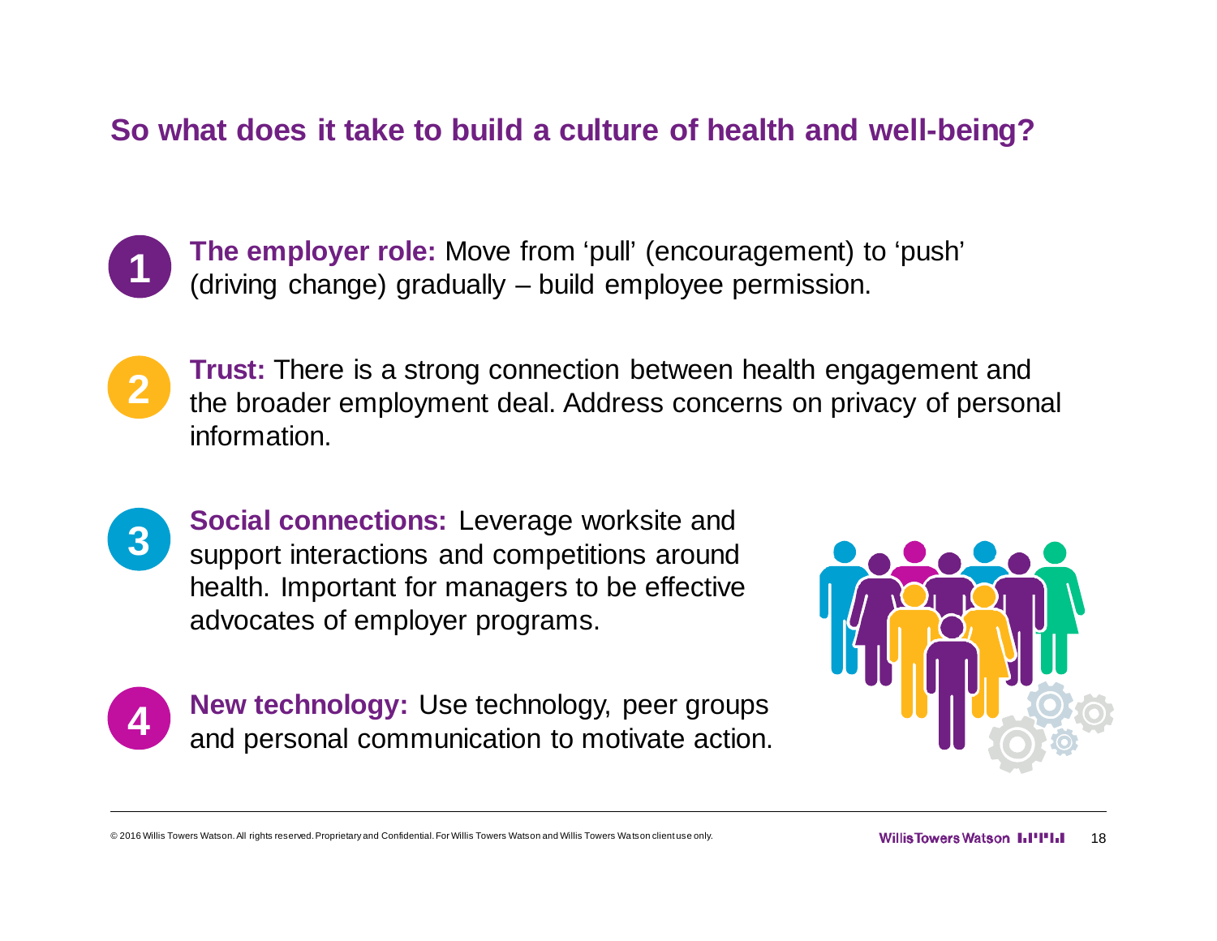## So what does it take to build a culture of health and well-being?

1. **The employer role:** Move from 'pull' (encouragement) to 'push' (driving change) gradually – build employee permission.

2. **Trust:** There is a strong connection between health engagement and the broader employment deal. Address concerns on privacy of personal information.

3. **Social connections:** Leverage worksite and support interactions and competitions around health. Important for managers to be effective advocates of employer programs.

4. **New technology:** Use technology, peer groups and personal communication to motivate action.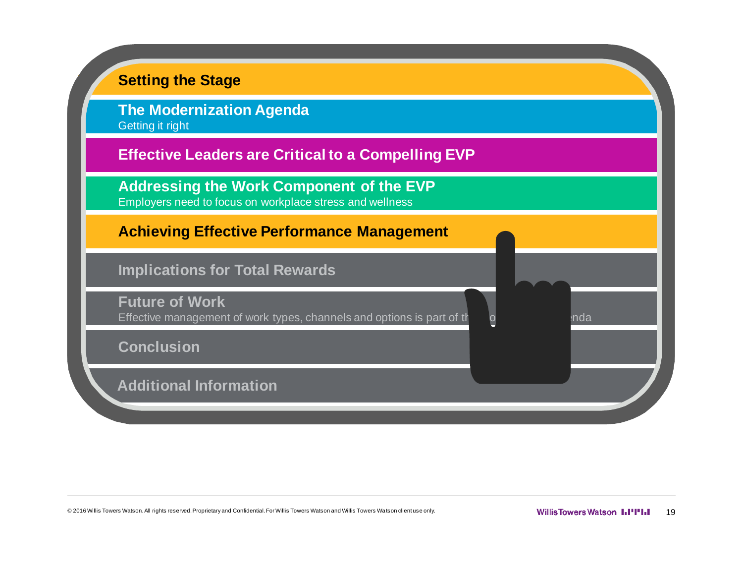**Setting the Stage**

**The Modernization Agenda**
Getting it right

**Effective Leaders are Critical to a Compelling EVP**

**Addressing the Work Component of the EVP**
Employers need to focus on workplace stress and wellness

**Achieving Effective Performance Management**

**Implications for Total Rewards**

**Future of Work**
Effective management of work types, channels and options is part of th o nda

**Conclusion**

**Additional Information**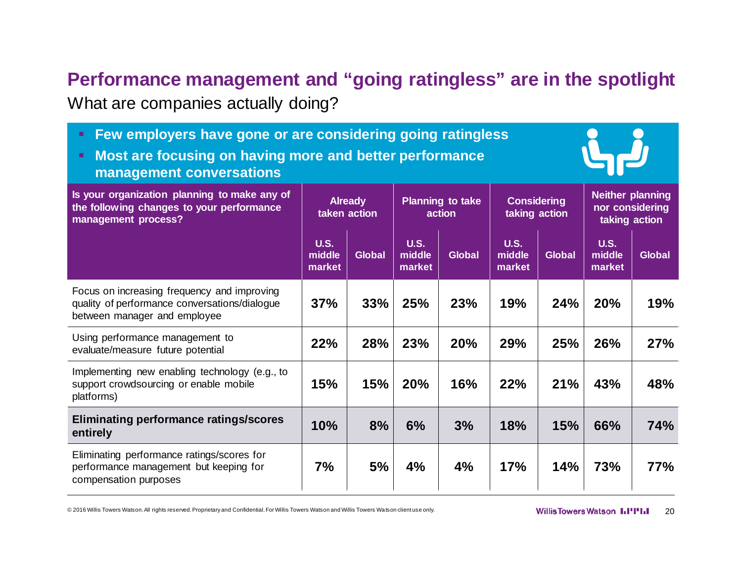# Performance management and "going ratingless" are in the spotlight

What are companies actually doing?

- **Few employers have gone or are considering going ratingless**
- **Most are focusing on having more and better performance management conversations**

| Is your organization planning to make any of the following changes to your performance management process? | Already taken action | | Planning to take action | | Considering taking action | | Neither planning nor considering taking action | |
|---|---|---|---|---|---|---|---|---|
| | U.S. middle market | Global | U.S. middle market | Global | U.S. middle market | Global | U.S. middle market | Global |
| Focus on increasing frequency and improving quality of performance conversations/dialogue between manager and employee | 37% | 33% | 25% | 23% | 19% | 24% | 20% | 19% |
| Using performance management to evaluate/measure future potential | 22% | 28% | 23% | 20% | 29% | 25% | 26% | 27% |
| Implementing new enabling technology (e.g., to support crowdsourcing or enable mobile platforms) | 15% | 15% | 20% | 16% | 22% | 21% | 43% | 48% |
| **Eliminating performance ratings/scores entirely** | **10%** | **8%** | **6%** | **3%** | **18%** | **15%** | **66%** | **74%** |
| Eliminating performance ratings/scores for performance management but keeping for compensation purposes | 7% | 5% | 4% | 4% | 17% | 14% | 73% | 77% |

© 2016 Willis Towers Watson. All rights reserved. Proprietary and Confidential. For Willis Towers Watson and Willis Towers Watson client use only.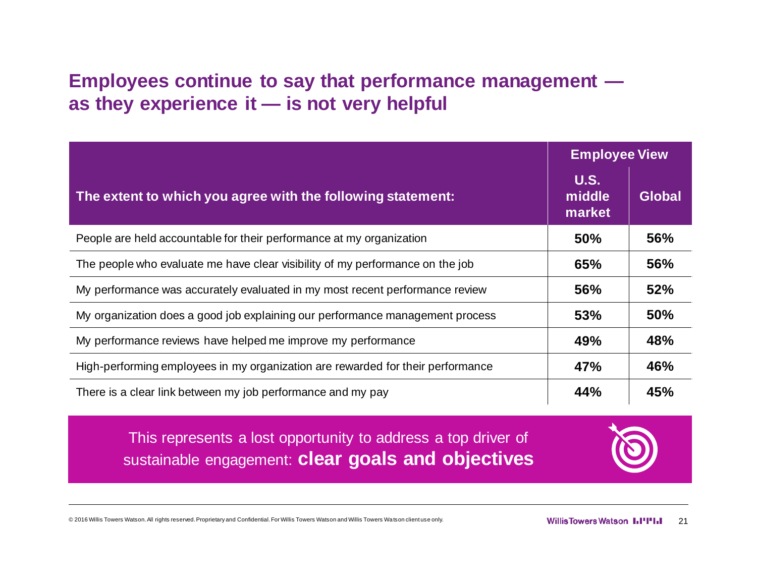## Employees continue to say that performance management — as they experience it — is not very helpful

| The extent to which you agree with the following statement: | Employee View | |
|---|---|---|
| | U.S. middle market | Global |
| People are held accountable for their performance at my organization | **50%** | **56%** |
| The people who evaluate me have clear visibility of my performance on the job | **65%** | **56%** |
| My performance was accurately evaluated in my most recent performance review | **56%** | **52%** |
| My organization does a good job explaining our performance management process | **53%** | **50%** |
| My performance reviews have helped me improve my performance | **49%** | **48%** |
| High-performing employees in my organization are rewarded for their performance | **47%** | **46%** |
| There is a clear link between my job performance and my pay | **44%** | **45%** |

This represents a lost opportunity to address a top driver of sustainable engagement: **clear goals and objectives**

© 2016 Willis Towers Watson. All rights reserved. Proprietary and Confidential. For Willis Towers Watson and Willis Towers Watson client use only.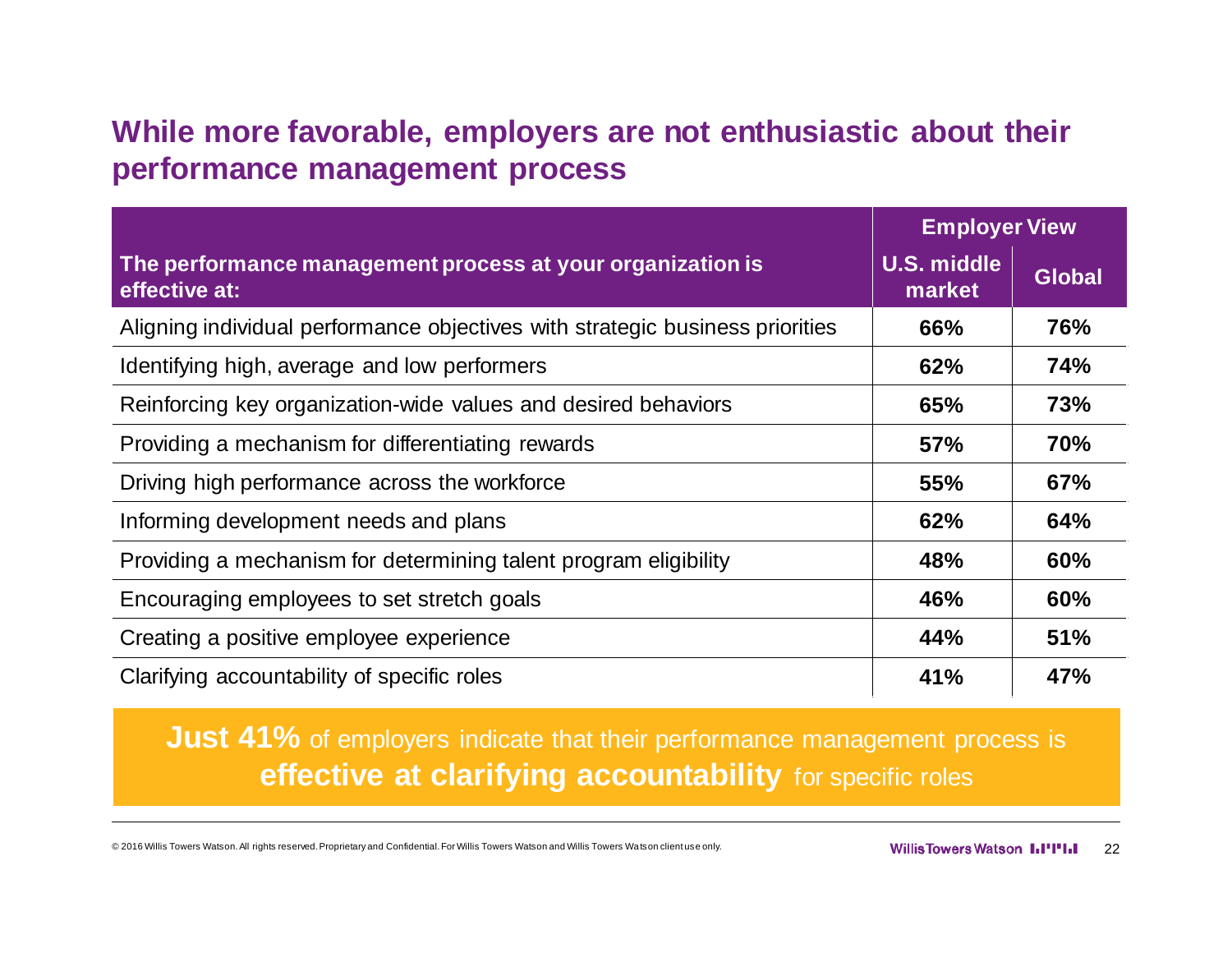## While more favorable, employers are not enthusiastic about their performance management process

| The performance management process at your organization is effective at: | Employer View | |
|---|---|---|
| | U.S. middle market | Global |
| Aligning individual performance objectives with strategic business priorities | 66% | 76% |
| Identifying high, average and low performers | 62% | 74% |
| Reinforcing key organization-wide values and desired behaviors | 65% | 73% |
| Providing a mechanism for differentiating rewards | 57% | 70% |
| Driving high performance across the workforce | 55% | 67% |
| Informing development needs and plans | 62% | 64% |
| Providing a mechanism for determining talent program eligibility | 48% | 60% |
| Encouraging employees to set stretch goals | 46% | 60% |
| Creating a positive employee experience | 44% | 51% |
| Clarifying accountability of specific roles | 41% | 47% |

**Just 41%** of employers indicate that their performance management process is **effective at clarifying accountability** for specific roles

© 2016 Willis Towers Watson. All rights reserved. Proprietary and Confidential. For Willis Towers Watson and Willis Towers Watson client use only.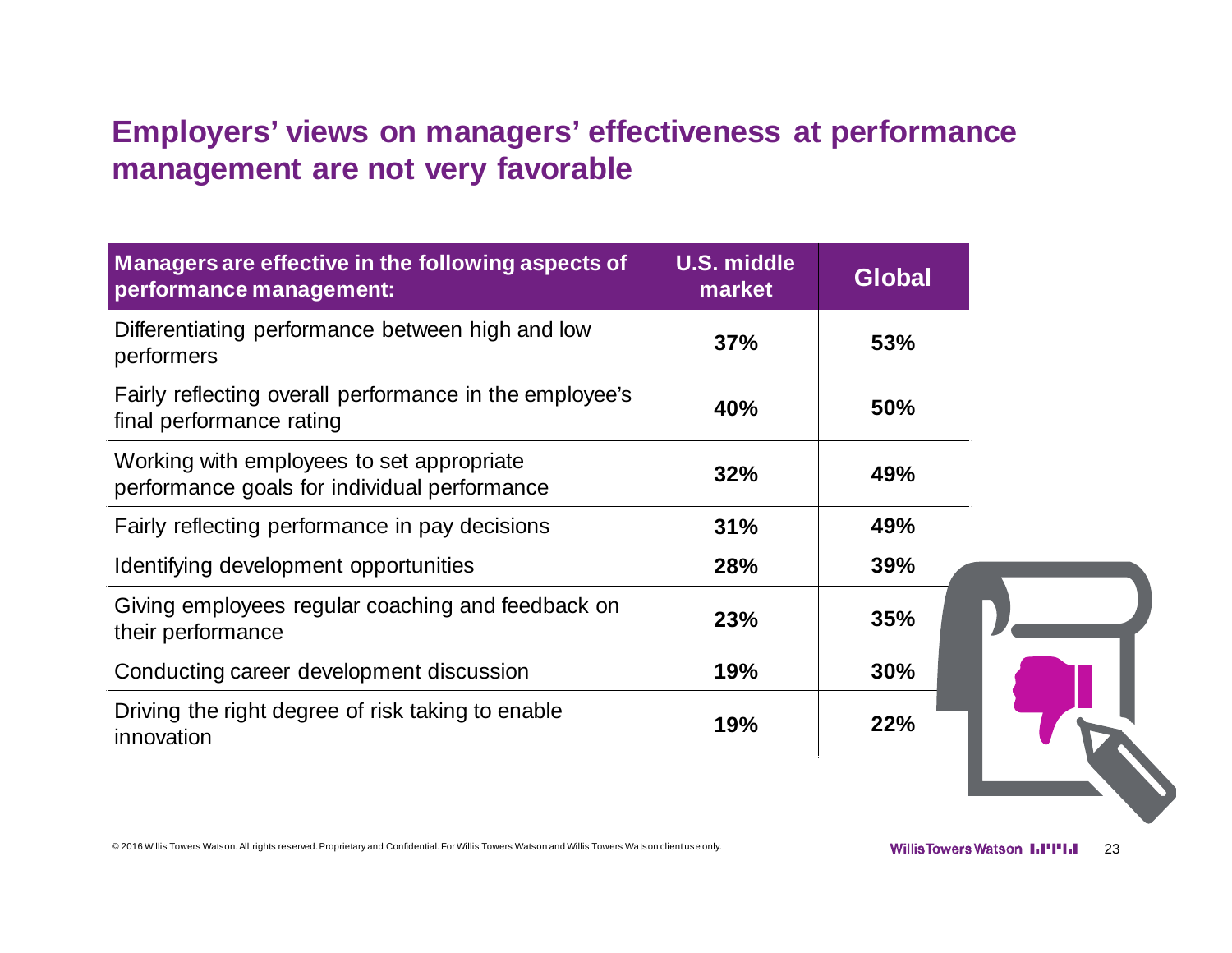# Employers' views on managers' effectiveness at performance management are not very favorable

| Managers are effective in the following aspects of performance management: | U.S. middle market | Global |
|---|---|---|
| Differentiating performance between high and low performers | **37%** | **53%** |
| Fairly reflecting overall performance in the employee's final performance rating | **40%** | **50%** |
| Working with employees to set appropriate performance goals for individual performance | **32%** | **49%** |
| Fairly reflecting performance in pay decisions | **31%** | **49%** |
| Identifying development opportunities | **28%** | **39%** |
| Giving employees regular coaching and feedback on their performance | **23%** | **35%** |
| Conducting career development discussion | **19%** | **30%** |
| Driving the right degree of risk taking to enable innovation | **19%** | **22%** |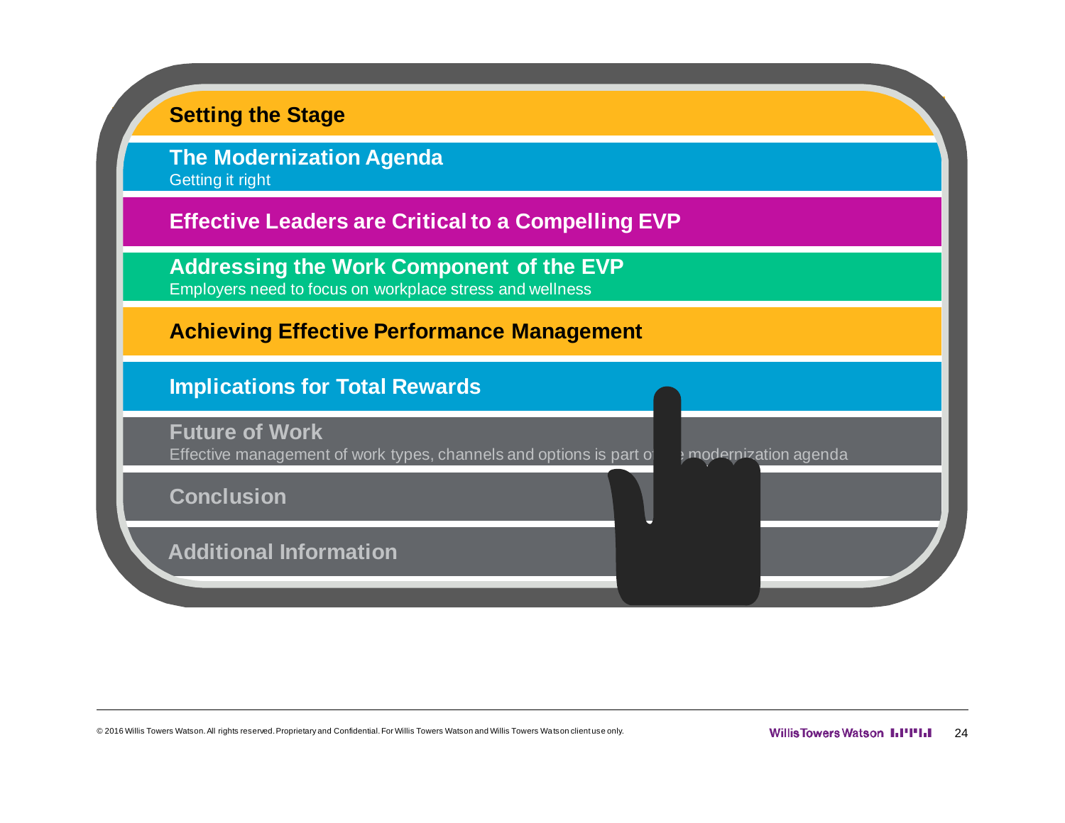**Setting the Stage**

**The Modernization Agenda**
Getting it right

**Effective Leaders are Critical to a Compelling EVP**

**Addressing the Work Component of the EVP**
Employers need to focus on workplace stress and wellness

**Achieving Effective Performance Management**

**Implications for Total Rewards**

**Future of Work**
Effective management of work types, channels and options is part of the modernization agenda

**Conclusion**

**Additional Information**

© 2016 Willis Towers Watson. All rights reserved. Proprietary and Confidential. For Willis Towers Watson and Willis Towers Watson client use only.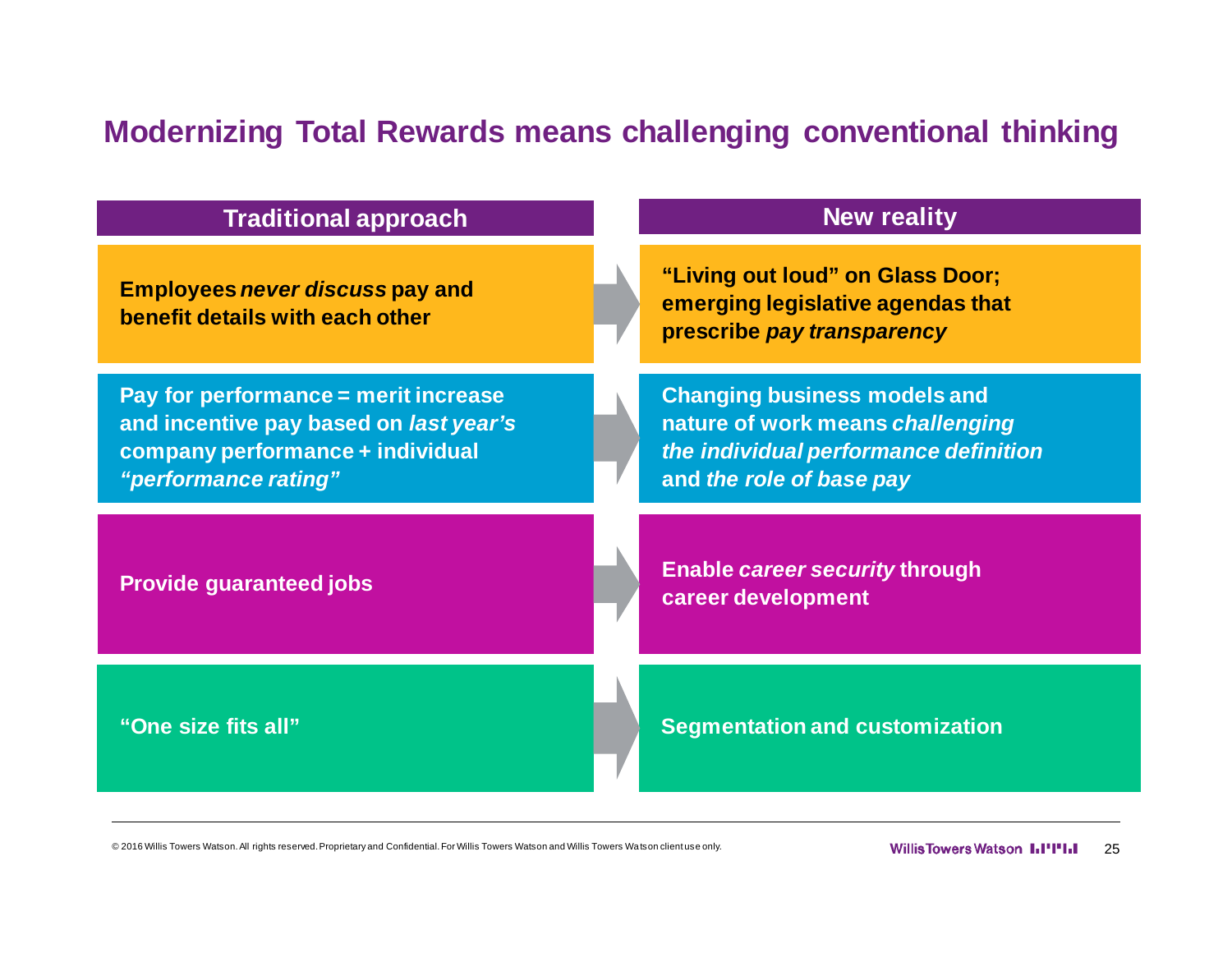# Modernizing Total Rewards means challenging conventional thinking

| Traditional approach | New reality |
| --- | --- |
| **Employees *never discuss* pay and benefit details with each other** | **"Living out loud" on Glass Door; emerging legislative agendas that prescribe *pay transparency*** |
| **Pay for performance = merit increase and incentive pay based on *last year's* company performance + individual *"performance rating"*** | **Changing business models and nature of work means *challenging the individual performance definition* and *the role of base pay*** |
| **Provide guaranteed jobs** | **Enable *career security* through career development** |
| **"One size fits all"** | **Segmentation and customization** |

© 2016 Willis Towers Watson. All rights reserved. Proprietary and Confidential. For Willis Towers Watson and Willis Towers Watson client use only.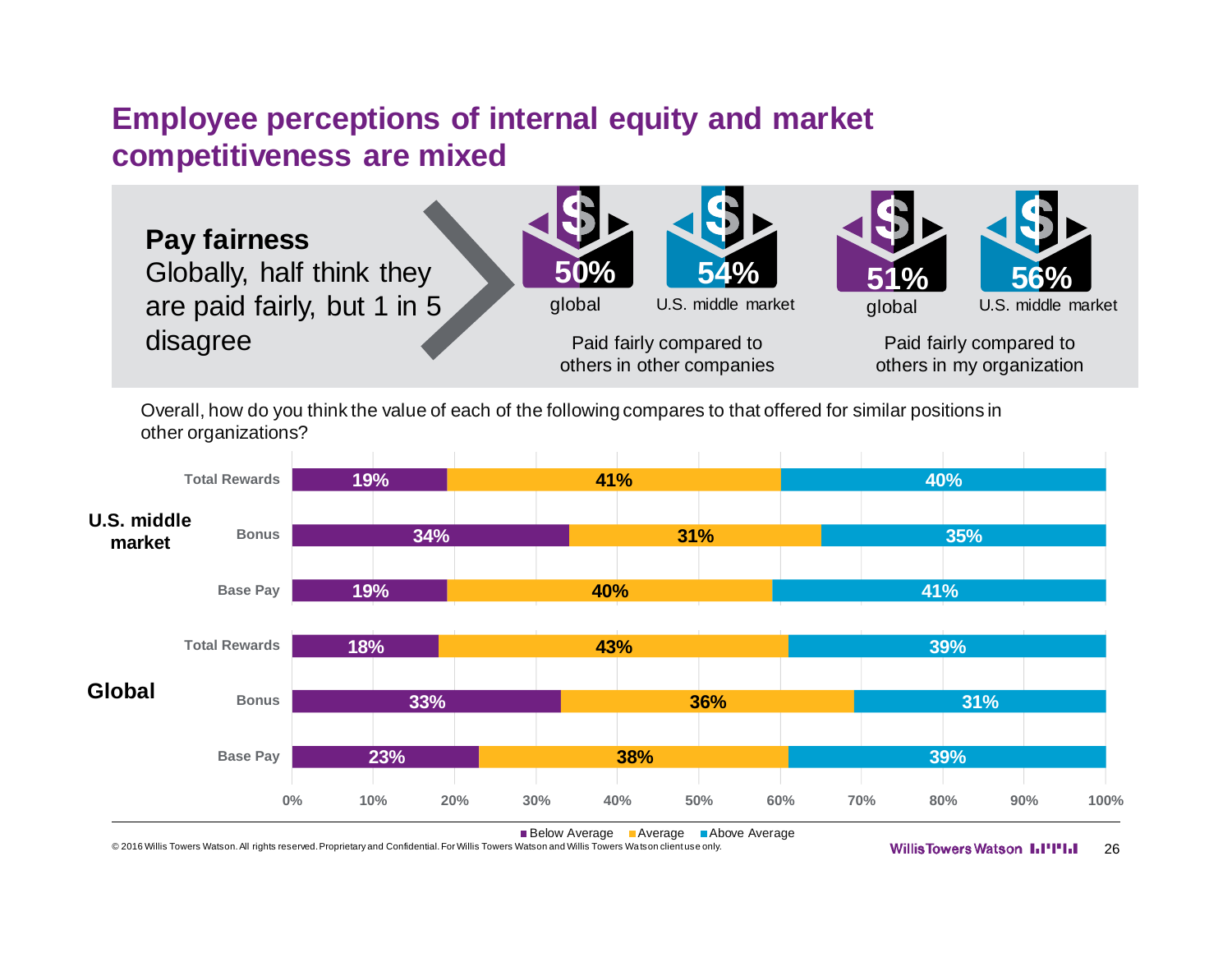# Employee perceptions of internal equity and market competitiveness are mixed

**Pay fairness**
Globally, half think they are paid fairly, but 1 in 5 disagree

| | 50% global | 54% U.S. middle market | 51% global | 56% U.S. middle market |
|---|---|---|---|---|
| | Paid fairly compared to others in other companies | | Paid fairly compared to others in my organization | |

Overall, how do you think the value of each of the following compares to that offered for similar positions in other organizations?

| | | Below Average | Average | Above Average |
|---|---|---|---|---|
| U.S. middle market | Total Rewards | 19% | 41% | 40% |
| | Bonus | 34% | 31% | 35% |
| | Base Pay | 19% | 40% | 41% |
| Global | Total Rewards | 18% | 43% | 39% |
| | Bonus | 33% | 36% | 31% |
| | Base Pay | 23% | 38% | 39% |

© 2016 Willis Towers Watson. All rights reserved. Proprietary and Confidential. For Willis Towers Watson and Willis Towers Watson client use only.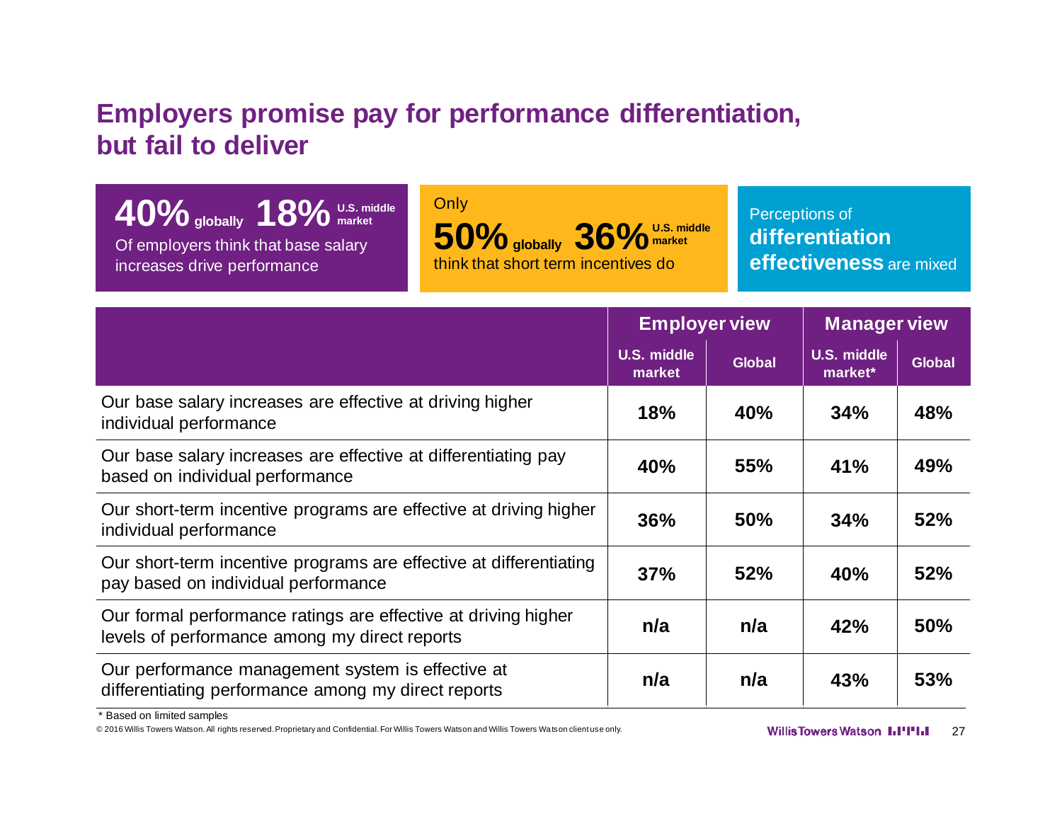# Employers promise pay for performance differentiation, but fail to deliver

**40%** globally **18%** U.S. middle market
Of employers think that base salary increases drive performance

Only
**50%** globally **36%** U.S. middle market
think that short term incentives do

Perceptions of **differentiation effectiveness** are mixed

| | Employer view | | Manager view | |
|---|---|---|---|---|
| | U.S. middle market | Global | U.S. middle market* | Global |
| Our base salary increases are effective at driving higher individual performance | 18% | 40% | 34% | 48% |
| Our base salary increases are effective at differentiating pay based on individual performance | 40% | 55% | 41% | 49% |
| Our short-term incentive programs are effective at driving higher individual performance | 36% | 50% | 34% | 52% |
| Our short-term incentive programs are effective at differentiating pay based on individual performance | 37% | 52% | 40% | 52% |
| Our formal performance ratings are effective at driving higher levels of performance among my direct reports | n/a | n/a | 42% | 50% |
| Our performance management system is effective at differentiating performance among my direct reports | n/a | n/a | 43% | 53% |

* Based on limited samples

© 2016 Willis Towers Watson. All rights reserved. Proprietary and Confidential. For Willis Towers Watson and Willis Towers Watson client use only.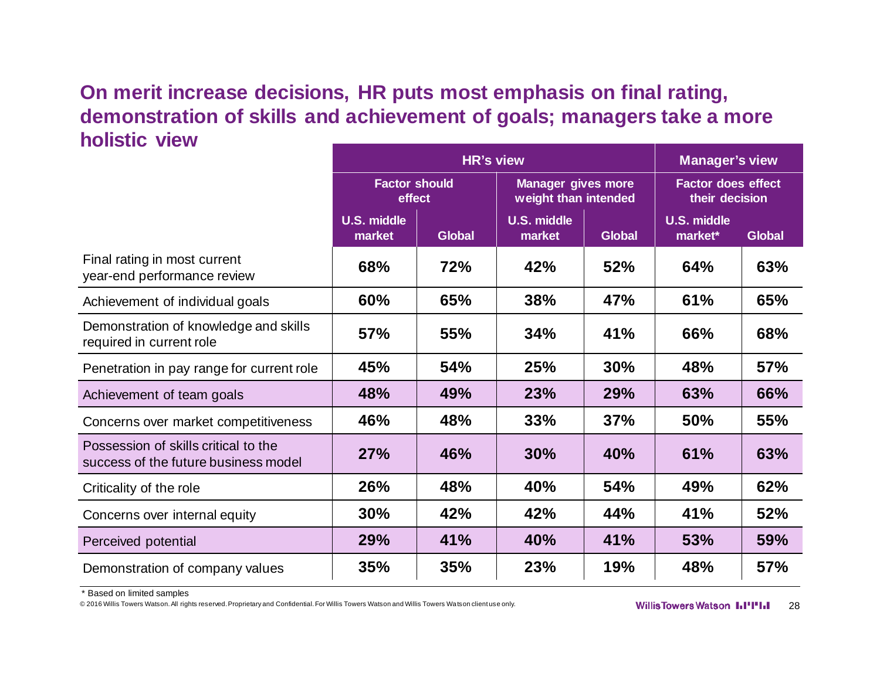## On merit increase decisions, HR puts most emphasis on final rating, demonstration of skills and achievement of goals; managers take a more holistic view

| | HR's view | | | | Manager's view | |
|---|---|---|---|---|---|---|
| | Factor should effect | | Manager gives more weight than intended | | Factor does effect their decision | |
| | U.S. middle market | Global | U.S. middle market | Global | U.S. middle market* | Global |
| Final rating in most current year-end performance review | 68% | 72% | 42% | 52% | 64% | 63% |
| Achievement of individual goals | 60% | 65% | 38% | 47% | 61% | 65% |
| Demonstration of knowledge and skills required in current role | 57% | 55% | 34% | 41% | 66% | 68% |
| Penetration in pay range for current role | 45% | 54% | 25% | 30% | 48% | 57% |
| Achievement of team goals | 48% | 49% | 23% | 29% | 63% | 66% |
| Concerns over market competitiveness | 46% | 48% | 33% | 37% | 50% | 55% |
| Possession of skills critical to the success of the future business model | 27% | 46% | 30% | 40% | 61% | 63% |
| Criticality of the role | 26% | 48% | 40% | 54% | 49% | 62% |
| Concerns over internal equity | 30% | 42% | 42% | 44% | 41% | 52% |
| Perceived potential | 29% | 41% | 40% | 41% | 53% | 59% |
| Demonstration of company values | 35% | 35% | 23% | 19% | 48% | 57% |

* Based on limited samples

© 2016 Willis Towers Watson. All rights reserved. Proprietary and Confidential. For Willis Towers Watson and Willis Towers Watson client use only.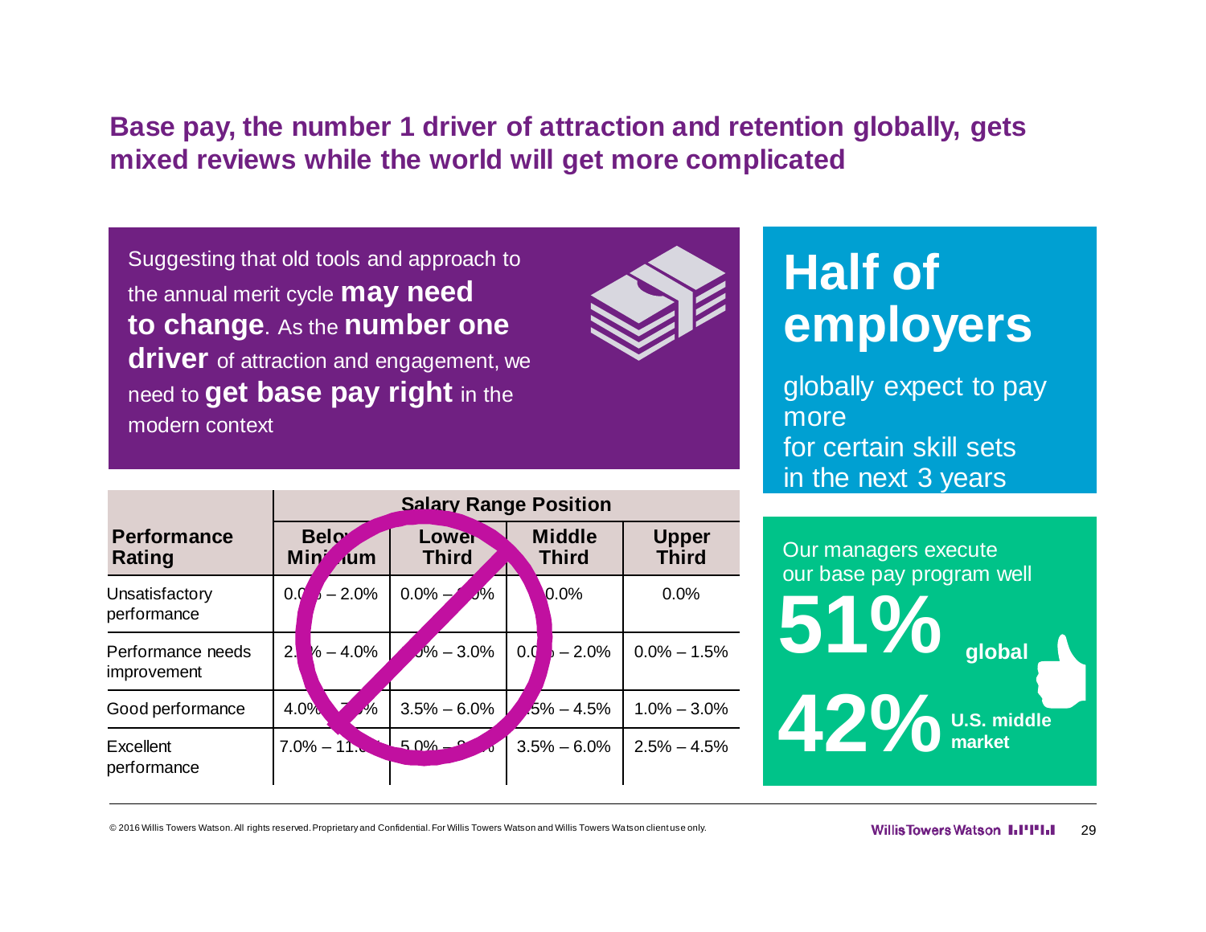# Base pay, the number 1 driver of attraction and retention globally, gets mixed reviews while the world will get more complicated

Suggesting that old tools and approach to the annual merit cycle **may need to change**. As the **number one driver** of attraction and engagement, we need to **get base pay right** in the modern context

| Performance Rating | Salary Range Position | | | |
|---|---|---|---|---|
| | Below Minimum | Lower Third | Middle Third | Upper Third |
| Unsatisfactory performance | 0.0% – 2.0% | 0.0% – 1.0% | 0.0% | 0.0% |
| Performance needs improvement | 2.0% – 4.0% | 1.0% – 3.0% | 0.0% – 2.0% | 0.0% – 1.5% |
| Good performance | 4.0% – 7.0% | 3.5% – 6.0% | 2.5% – 4.5% | 1.0% – 3.0% |
| Excellent performance | 7.0% – 11.0% | 5.0% – 8.0% | 3.5% – 6.0% | 2.5% – 4.5% |

## Half of employers

globally expect to pay more for certain skill sets in the next 3 years

Our managers execute our base pay program well

**51%** global

**42%** U.S. middle market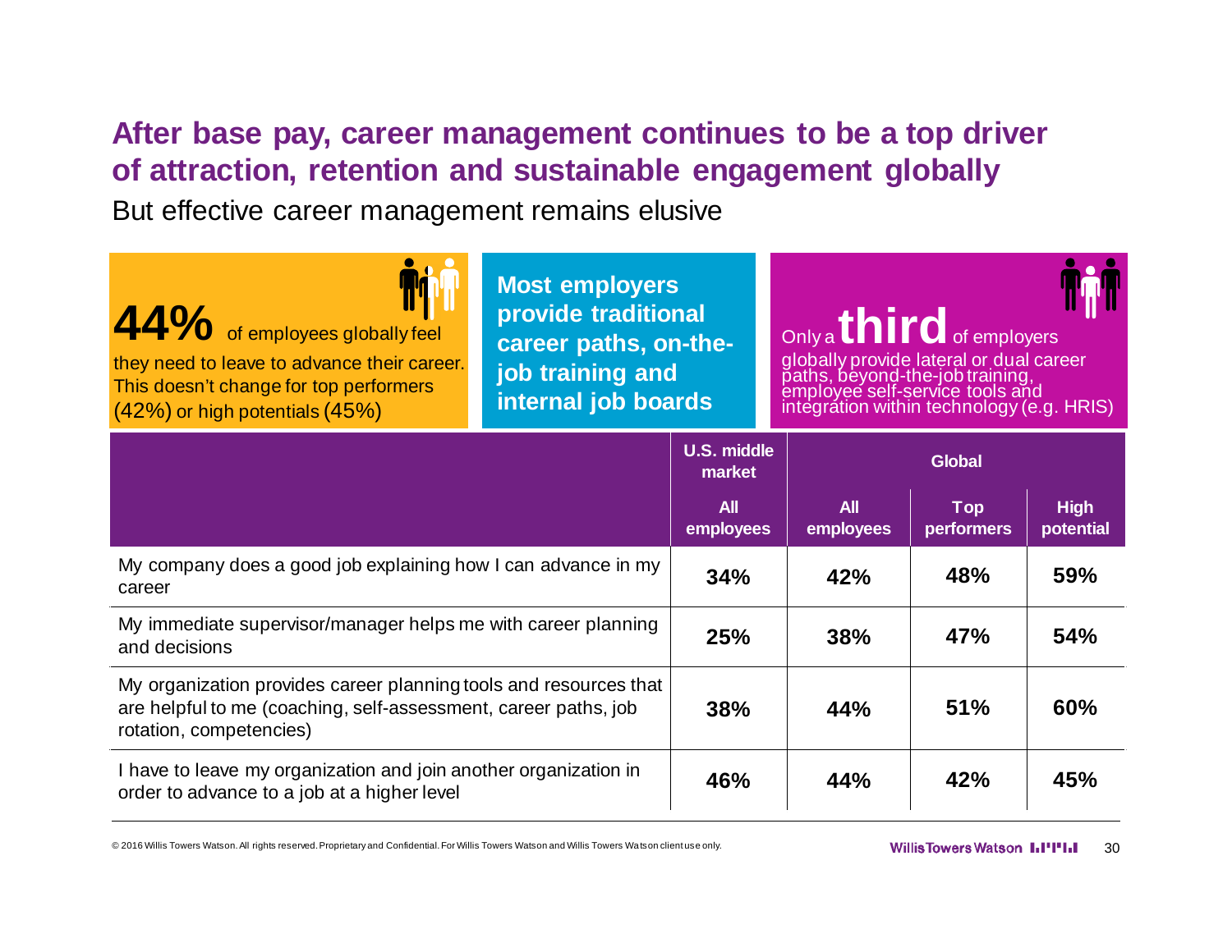# After base pay, career management continues to be a top driver of attraction, retention and sustainable engagement globally

But effective career management remains elusive

**44%** of employees globally feel they need to leave to advance their career. This doesn't change for top performers (42%) or high potentials (45%)

**Most employers provide traditional career paths, on-the-job training and internal job boards**

Only a **third** of employers globally provide lateral or dual career paths, beyond-the-job training, employee self-service tools and integration within technology (e.g. HRIS)

| | U.S. middle market | Global | | |
|---|---|---|---|---|
| | All employees | All employees | Top performers | High potential |
| My company does a good job explaining how I can advance in my career | **34%** | **42%** | **48%** | **59%** |
| My immediate supervisor/manager helps me with career planning and decisions | **25%** | **38%** | **47%** | **54%** |
| My organization provides career planning tools and resources that are helpful to me (coaching, self-assessment, career paths, job rotation, competencies) | **38%** | **44%** | **51%** | **60%** |
| I have to leave my organization and join another organization in order to advance to a job at a higher level | **46%** | **44%** | **42%** | **45%** |

© 2016 Willis Towers Watson. All rights reserved. Proprietary and Confidential. For Willis Towers Watson and Willis Towers Watson client use only.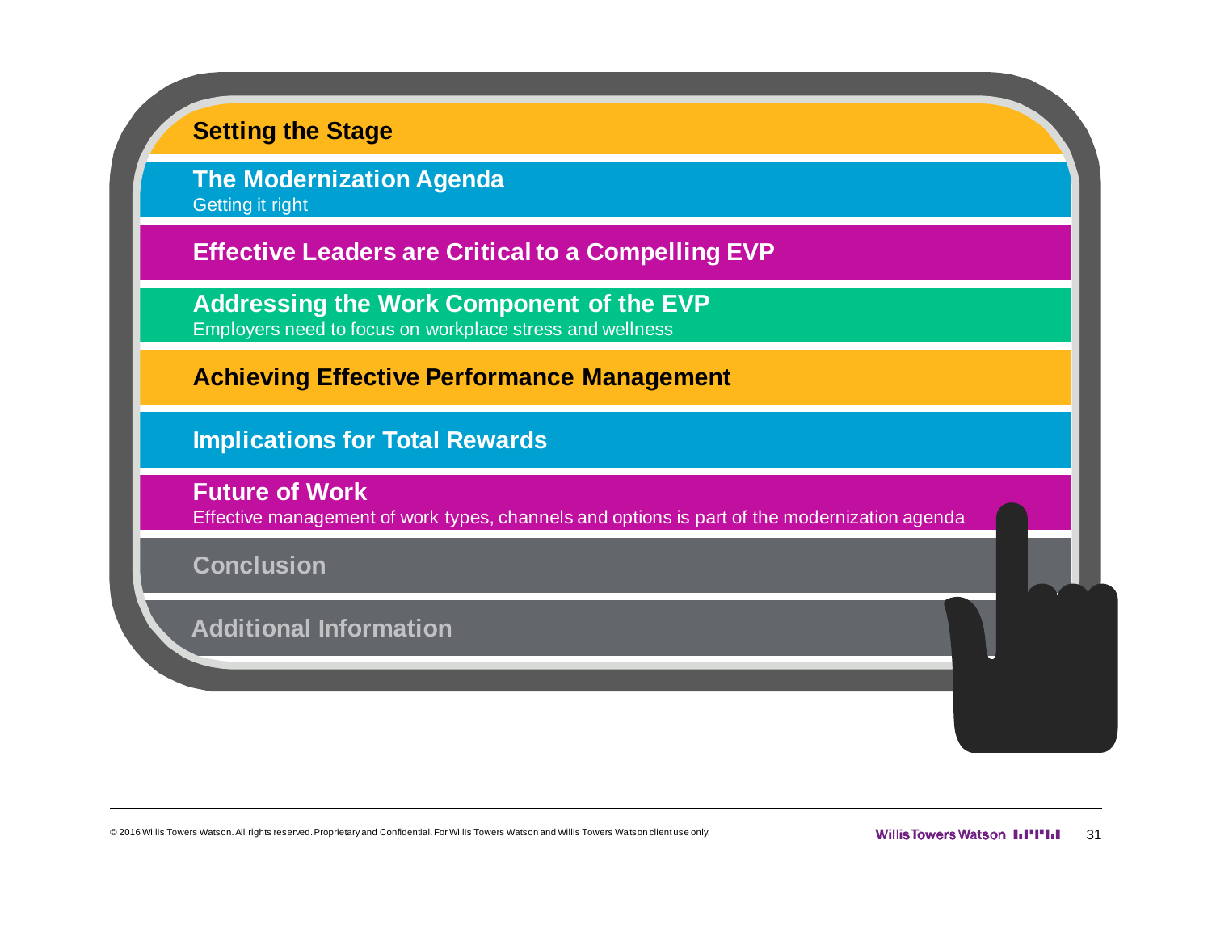**Setting the Stage**

**The Modernization Agenda**
Getting it right

**Effective Leaders are Critical to a Compelling EVP**

**Addressing the Work Component of the EVP**
Employers need to focus on workplace stress and wellness

**Achieving Effective Performance Management**

**Implications for Total Rewards**

**Future of Work**
Effective management of work types, channels and options is part of the modernization agenda

**Conclusion**

**Additional Information**

© 2016 Willis Towers Watson. All rights reserved. Proprietary and Confidential. For Willis Towers Watson and Willis Towers Watson client use only.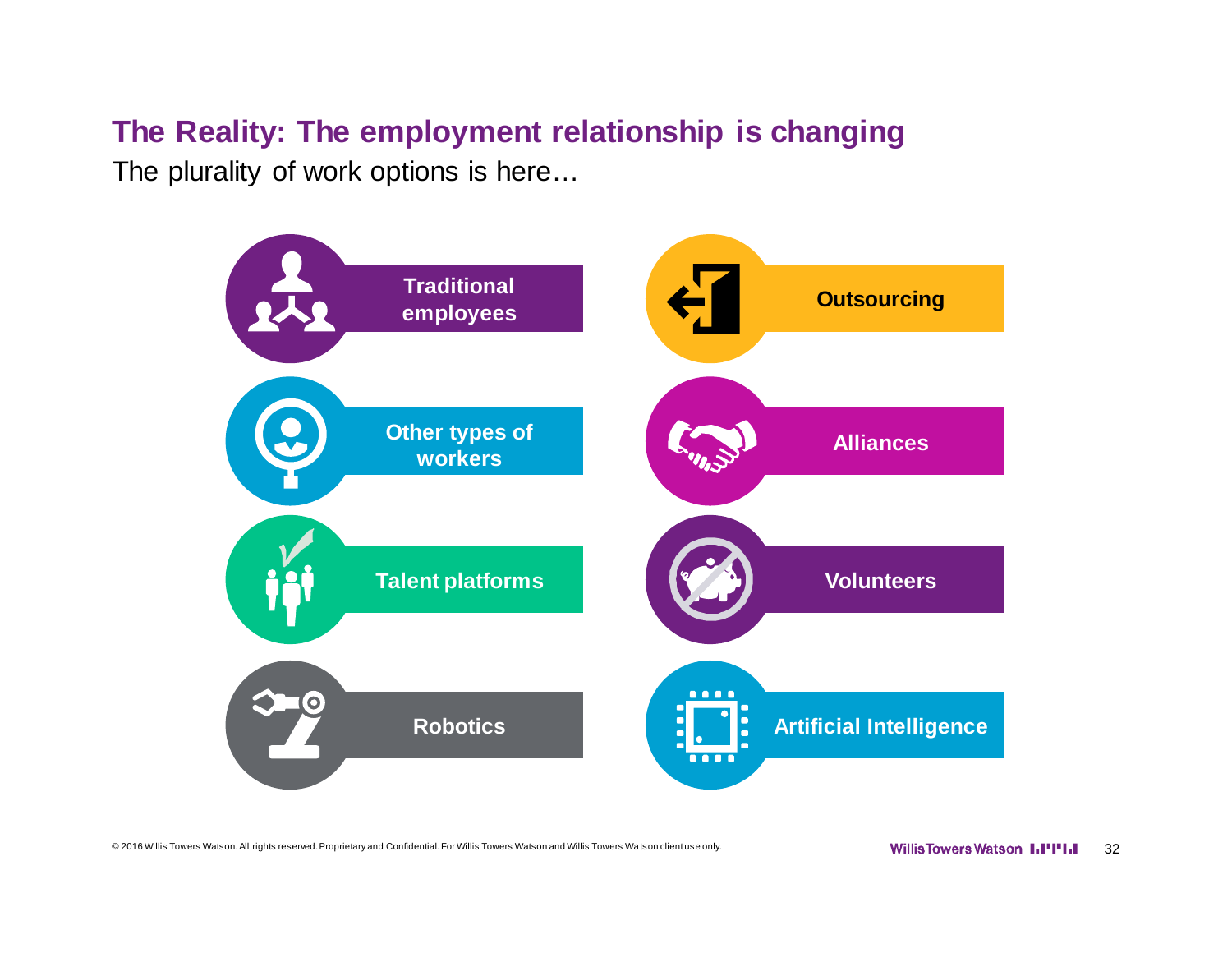# The Reality: The employment relationship is changing

The plurality of work options is here…

- Traditional employees
- Other types of workers
- Talent platforms
- Robotics
- Outsourcing
- Alliances
- Volunteers
- Artificial Intelligence

© 2016 Willis Towers Watson. All rights reserved. Proprietary and Confidential. For Willis Towers Watson and Willis Towers Watson client use only.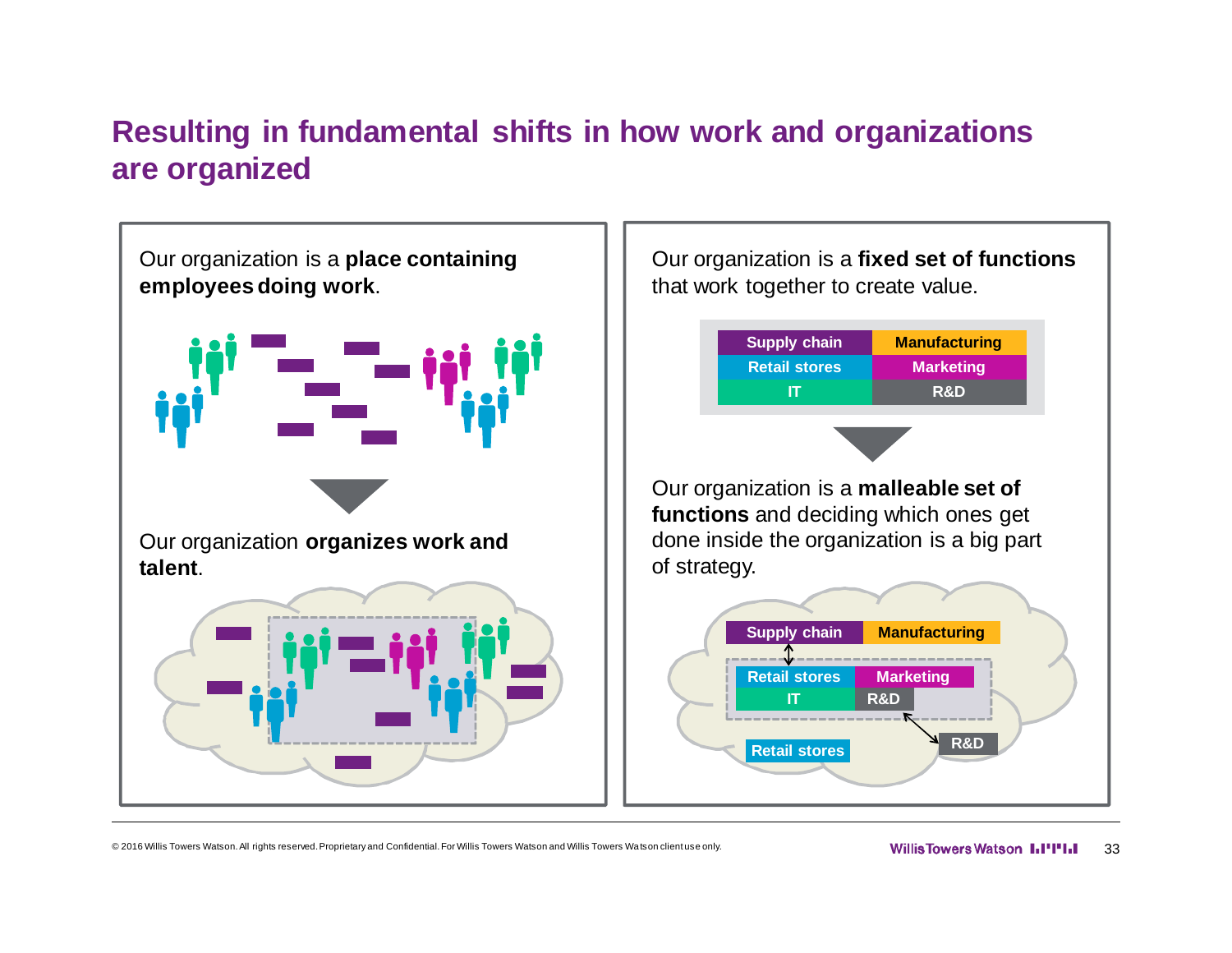# Resulting in fundamental shifts in how work and organizations are organized

Our organization is a **place containing employees doing work**.

Our organization **organizes work and talent**.

Our organization is a **fixed set of functions** that work together to create value.

| Supply chain | Manufacturing |
|---|---|
| Retail stores | Marketing |
| IT | R&D |

Our organization is a **malleable set of functions** and deciding which ones get done inside the organization is a big part of strategy.

Supply chain | Manufacturing

Retail stores | Marketing

IT | R&D

Retail stores

R&D

© 2016 Willis Towers Watson. All rights reserved. Proprietary and Confidential. For Willis Towers Watson and Willis Towers Watson client use only.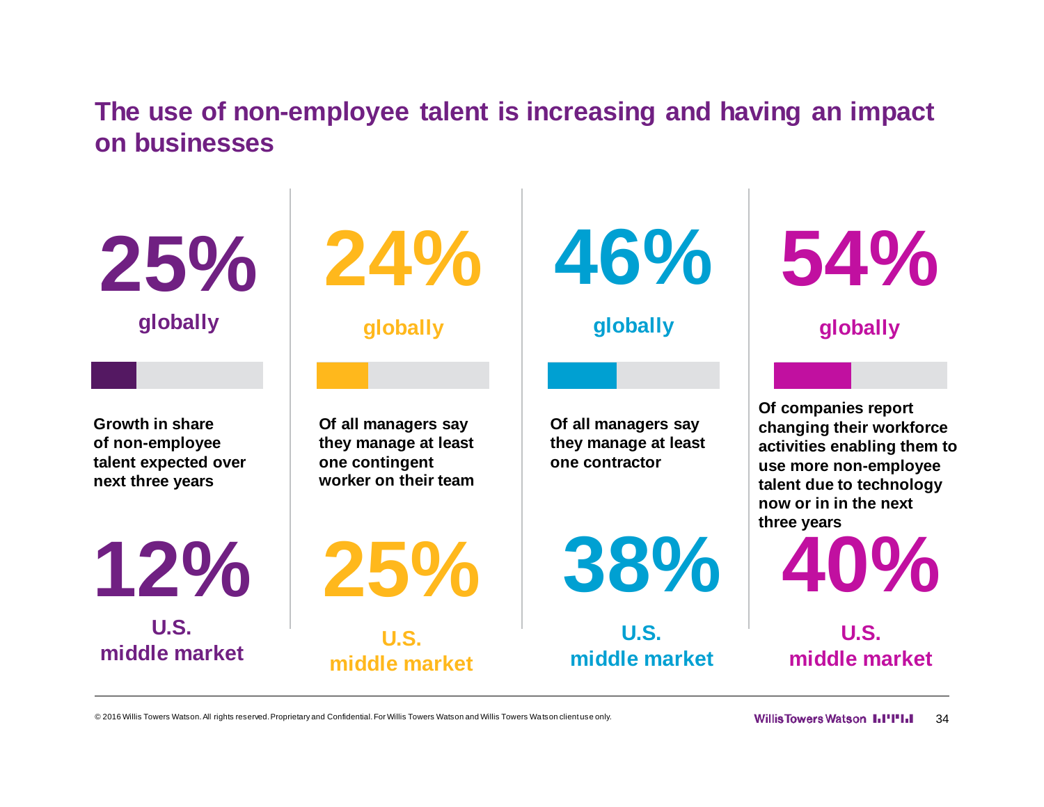# The use of non-employee talent is increasing and having an impact on businesses

**25%** globally

Growth in share of non-employee talent expected over next three years

**12%** U.S. middle market

**24%** globally

Of all managers say they manage at least one contingent worker on their team

**25%** U.S. middle market

**46%** globally

Of all managers say they manage at least one contractor

**38%** U.S. middle market

**54%** globally

Of companies report changing their workforce activities enabling them to use more non-employee talent due to technology now or in in the next three years

**40%** U.S. middle market

© 2016 Willis Towers Watson. All rights reserved. Proprietary and Confidential. For Willis Towers Watson and Willis Towers Watson client use only.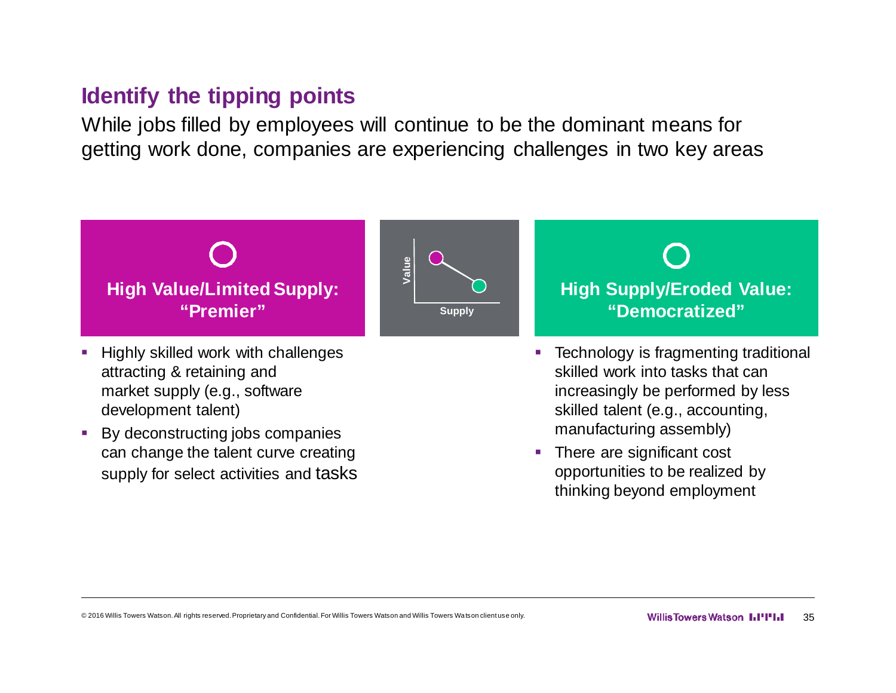## Identify the tipping points

While jobs filled by employees will continue to be the dominant means for getting work done, companies are experiencing challenges in two key areas

### High Value/Limited Supply: "Premier"

- Highly skilled work with challenges attracting & retaining and market supply (e.g., software development talent)
- By deconstructing jobs companies can change the talent curve creating supply for select activities and tasks

Value

Supply

### High Supply/Eroded Value: "Democratized"

- Technology is fragmenting traditional skilled work into tasks that can increasingly be performed by less skilled talent (e.g., accounting, manufacturing assembly)
- There are significant cost opportunities to be realized by thinking beyond employment

© 2016 Willis Towers Watson. All rights reserved. Proprietary and Confidential. For Willis Towers Watson and Willis Towers Watson client use only.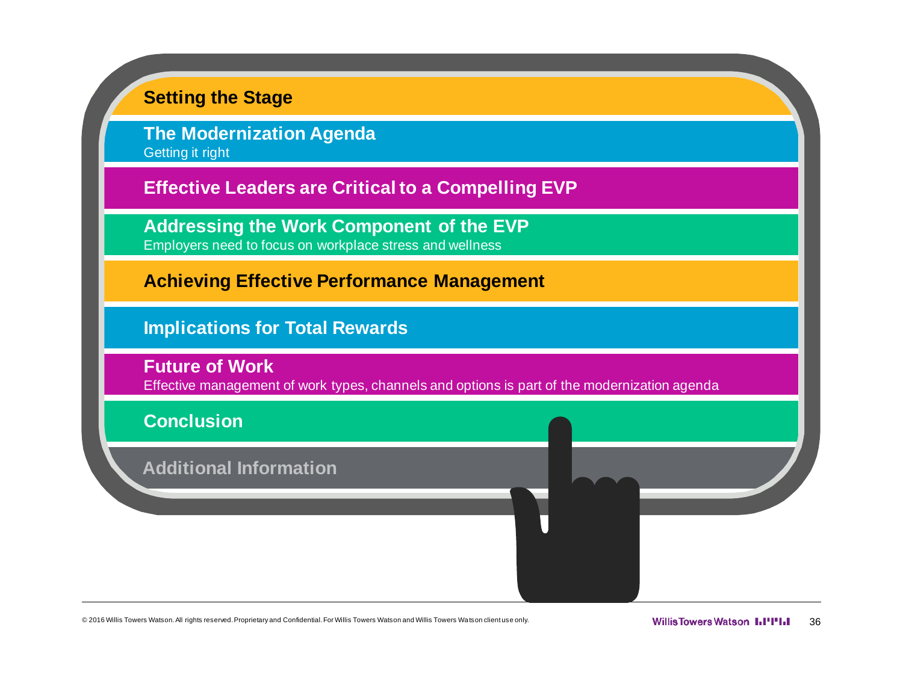**Setting the Stage**

**The Modernization Agenda**
Getting it right

**Effective Leaders are Critical to a Compelling EVP**

**Addressing the Work Component of the EVP**
Employers need to focus on workplace stress and wellness

**Achieving Effective Performance Management**

**Implications for Total Rewards**

**Future of Work**
Effective management of work types, channels and options is part of the modernization agenda

**Conclusion**

**Additional Information**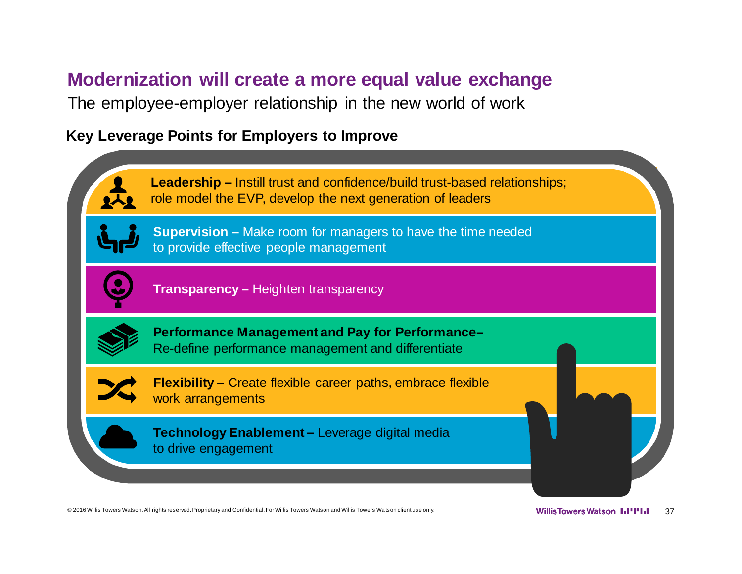# Modernization will create a more equal value exchange

The employee-employer relationship in the new world of work

### Key Leverage Points for Employers to Improve

**Leadership –** Instill trust and confidence/build trust-based relationships; role model the EVP, develop the next generation of leaders

**Supervision –** Make room for managers to have the time needed to provide effective people management

**Transparency –** Heighten transparency

**Performance Management and Pay for Performance–** Re-define performance management and differentiate

**Flexibility –** Create flexible career paths, embrace flexible work arrangements

**Technology Enablement –** Leverage digital media to drive engagement

© 2016 Willis Towers Watson. All rights reserved. Proprietary and Confidential. For Willis Towers Watson and Willis Towers Watson client use only.